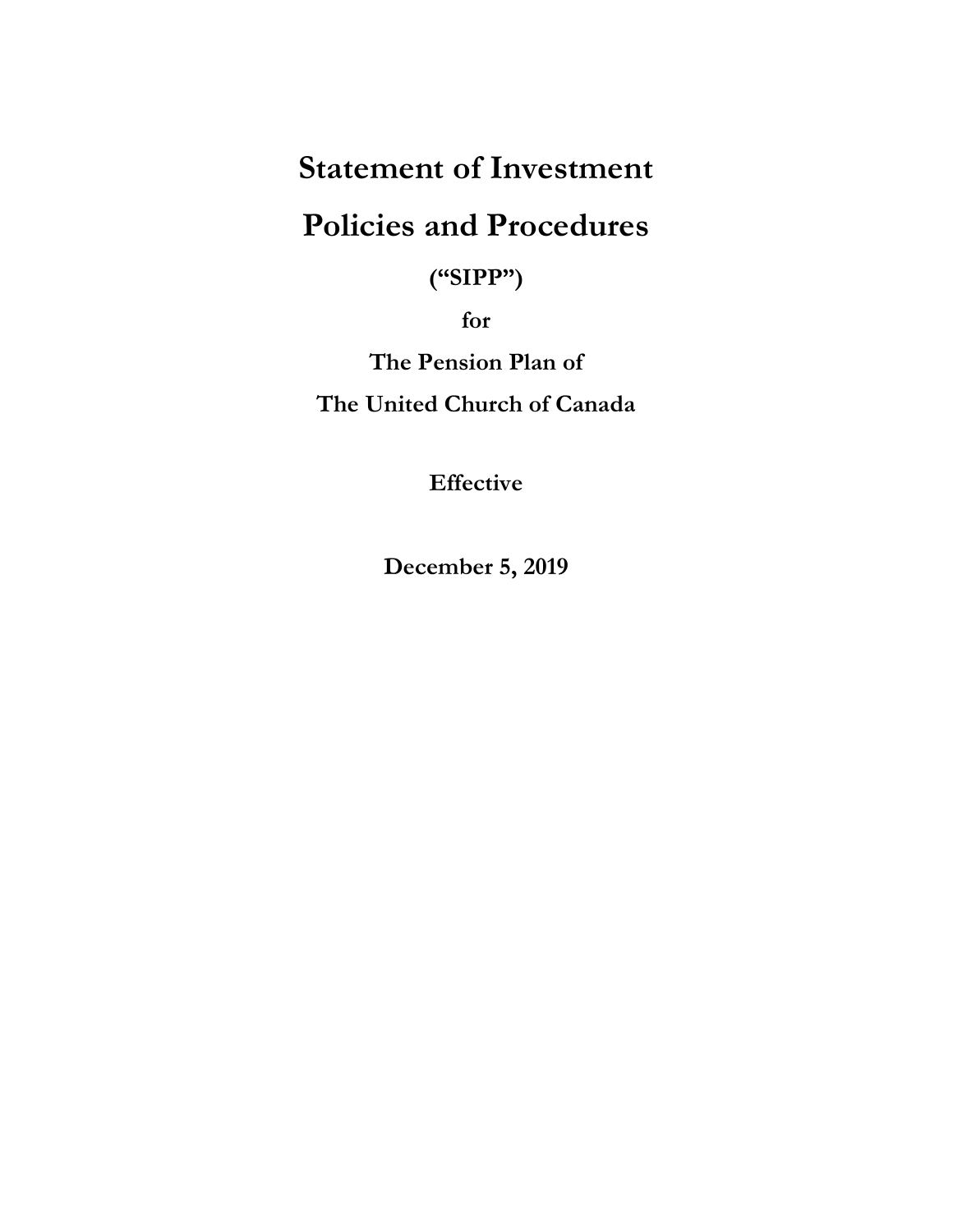# Statement of Investment Policies and Procedures

**("SIPP")**

**for**

**The Pension Plan of**

**The United Church of Canada**

**Effective**

**December 5, 2019**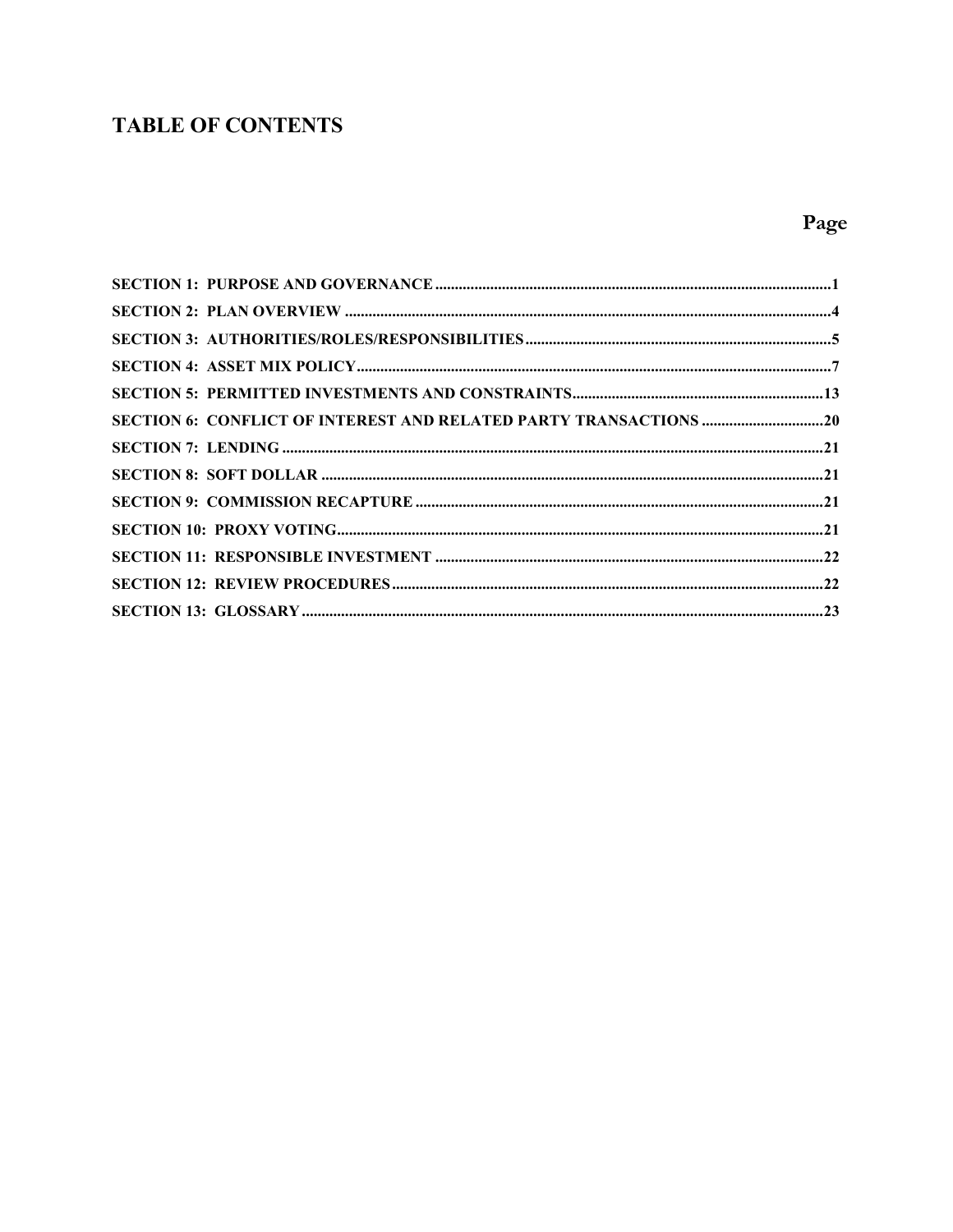# TABLE OF CONTENTS

| | Page |
|---|---|
| SECTION 1: PURPOSE AND GOVERNANCE | 1 |
| SECTION 2: PLAN OVERVIEW | 4 |
| SECTION 3: AUTHORITIES/ROLES/RESPONSIBILITIES | 5 |
| SECTION 4: ASSET MIX POLICY | 7 |
| SECTION 5: PERMITTED INVESTMENTS AND CONSTRAINTS | 13 |
| SECTION 6: CONFLICT OF INTEREST AND RELATED PARTY TRANSACTIONS | 20 |
| SECTION 7: LENDING | 21 |
| SECTION 8: SOFT DOLLAR | 21 |
| SECTION 9: COMMISSION RECAPTURE | 21 |
| SECTION 10: PROXY VOTING | 21 |
| SECTION 11: RESPONSIBLE INVESTMENT | 22 |
| SECTION 12: REVIEW PROCEDURES | 22 |
| SECTION 13: GLOSSARY | 23 |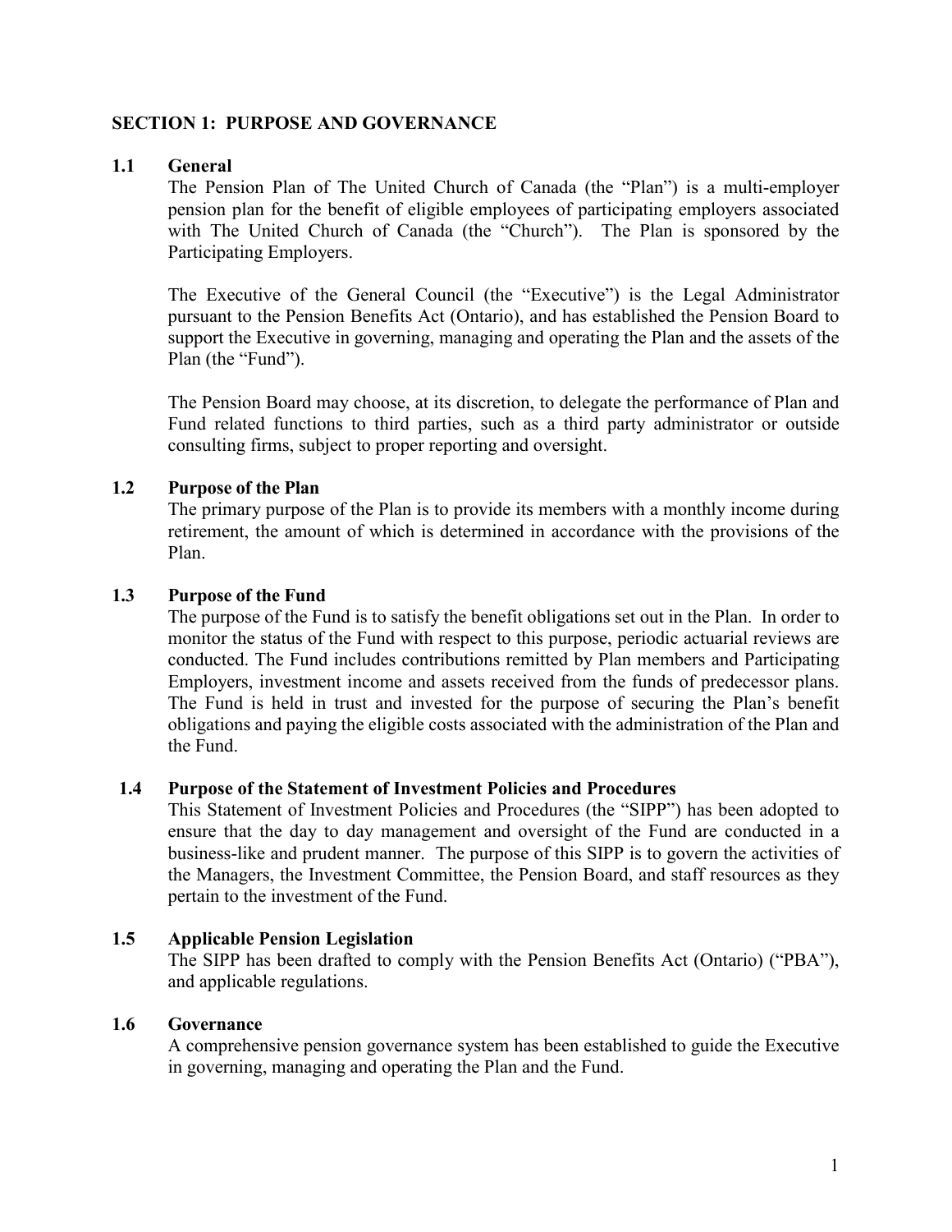## SECTION 1: PURPOSE AND GOVERNANCE

### 1.1 General

The Pension Plan of The United Church of Canada (the "Plan") is a multi-employer pension plan for the benefit of eligible employees of participating employers associated with The United Church of Canada (the "Church"). The Plan is sponsored by the Participating Employers.

The Executive of the General Council (the "Executive") is the Legal Administrator pursuant to the Pension Benefits Act (Ontario), and has established the Pension Board to support the Executive in governing, managing and operating the Plan and the assets of the Plan (the "Fund").

The Pension Board may choose, at its discretion, to delegate the performance of Plan and Fund related functions to third parties, such as a third party administrator or outside consulting firms, subject to proper reporting and oversight.

### 1.2 Purpose of the Plan

The primary purpose of the Plan is to provide its members with a monthly income during retirement, the amount of which is determined in accordance with the provisions of the Plan.

### 1.3 Purpose of the Fund

The purpose of the Fund is to satisfy the benefit obligations set out in the Plan. In order to monitor the status of the Fund with respect to this purpose, periodic actuarial reviews are conducted. The Fund includes contributions remitted by Plan members and Participating Employers, investment income and assets received from the funds of predecessor plans. The Fund is held in trust and invested for the purpose of securing the Plan's benefit obligations and paying the eligible costs associated with the administration of the Plan and the Fund.

### 1.4 Purpose of the Statement of Investment Policies and Procedures

This Statement of Investment Policies and Procedures (the "SIPP") has been adopted to ensure that the day to day management and oversight of the Fund are conducted in a business-like and prudent manner. The purpose of this SIPP is to govern the activities of the Managers, the Investment Committee, the Pension Board, and staff resources as they pertain to the investment of the Fund.

### 1.5 Applicable Pension Legislation

The SIPP has been drafted to comply with the Pension Benefits Act (Ontario) ("PBA"), and applicable regulations.

### 1.6 Governance

A comprehensive pension governance system has been established to guide the Executive in governing, managing and operating the Plan and the Fund.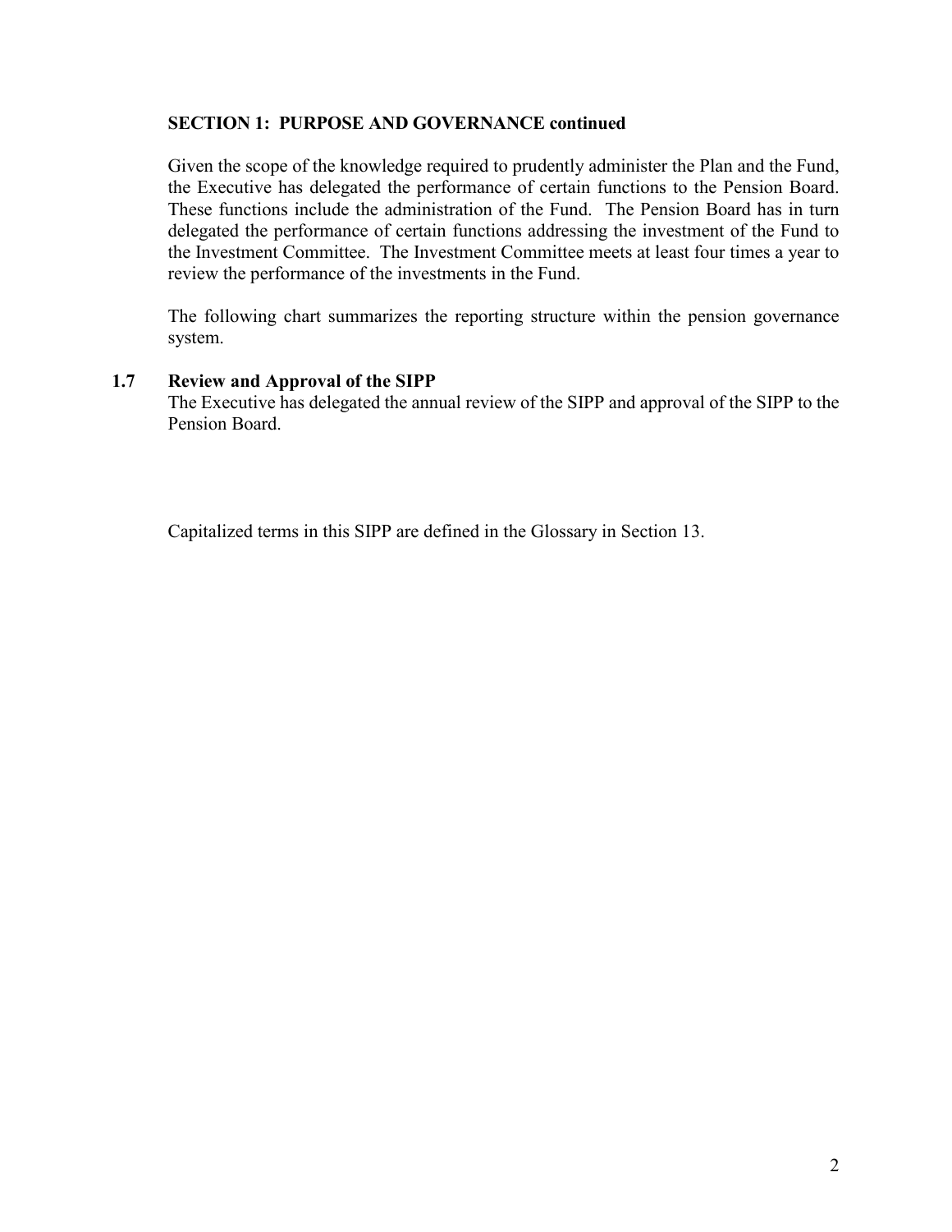**SECTION 1: PURPOSE AND GOVERNANCE continued**

Given the scope of the knowledge required to prudently administer the Plan and the Fund, the Executive has delegated the performance of certain functions to the Pension Board. These functions include the administration of the Fund. The Pension Board has in turn delegated the performance of certain functions addressing the investment of the Fund to the Investment Committee. The Investment Committee meets at least four times a year to review the performance of the investments in the Fund.

The following chart summarizes the reporting structure within the pension governance system.

### 1.7 Review and Approval of the SIPP

The Executive has delegated the annual review of the SIPP and approval of the SIPP to the Pension Board.

Capitalized terms in this SIPP are defined in the Glossary in Section 13.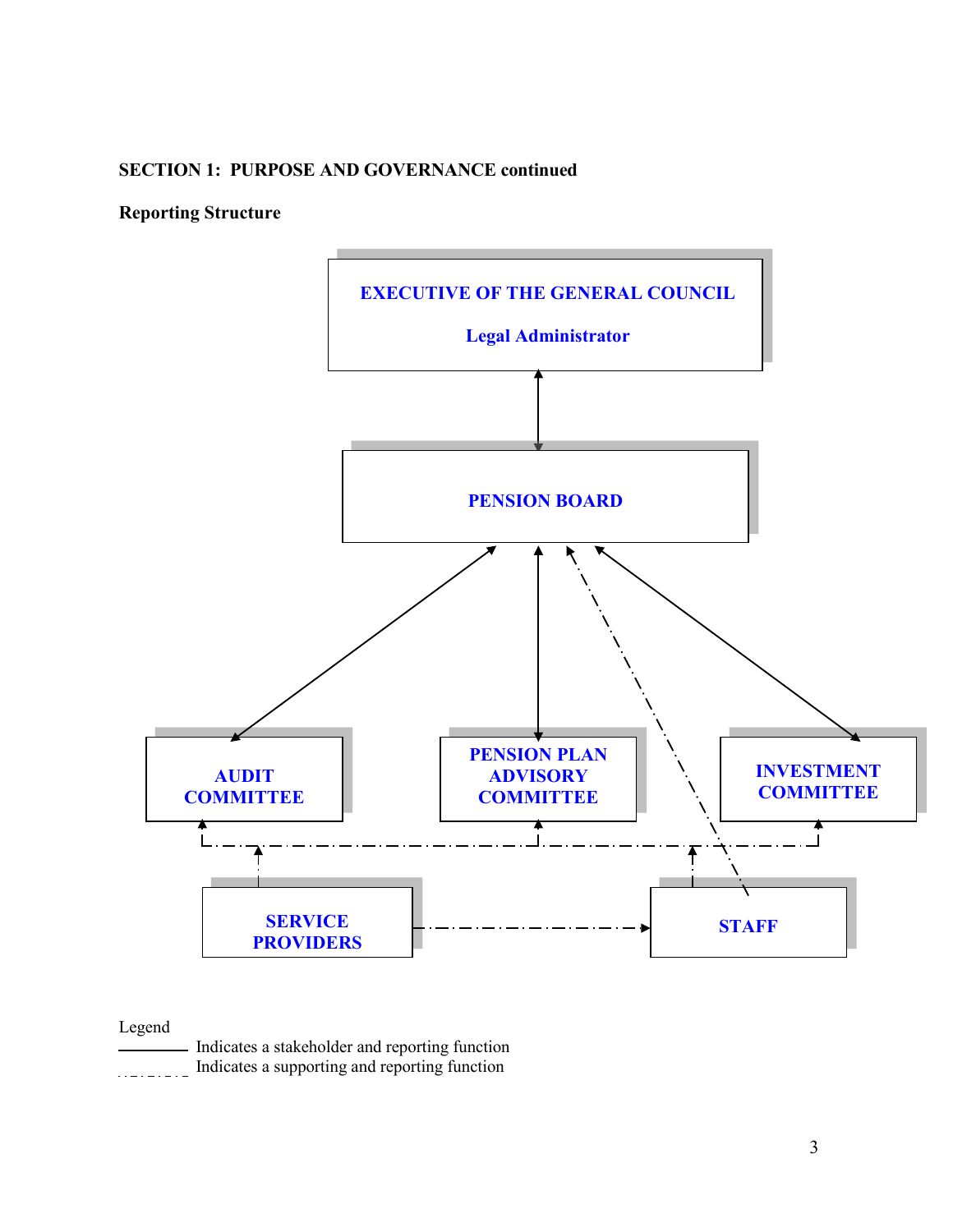**SECTION 1: PURPOSE AND GOVERNANCE continued**

**Reporting Structure**

EXECUTIVE OF THE GENERAL COUNCIL

Legal Administrator

PENSION BOARD

AUDIT COMMITTEE

PENSION PLAN ADVISORY COMMITTEE

INVESTMENT COMMITTEE

SERVICE PROVIDERS

STAFF

Legend

———— Indicates a stakeholder and reporting function

-·-·-·- Indicates a supporting and reporting function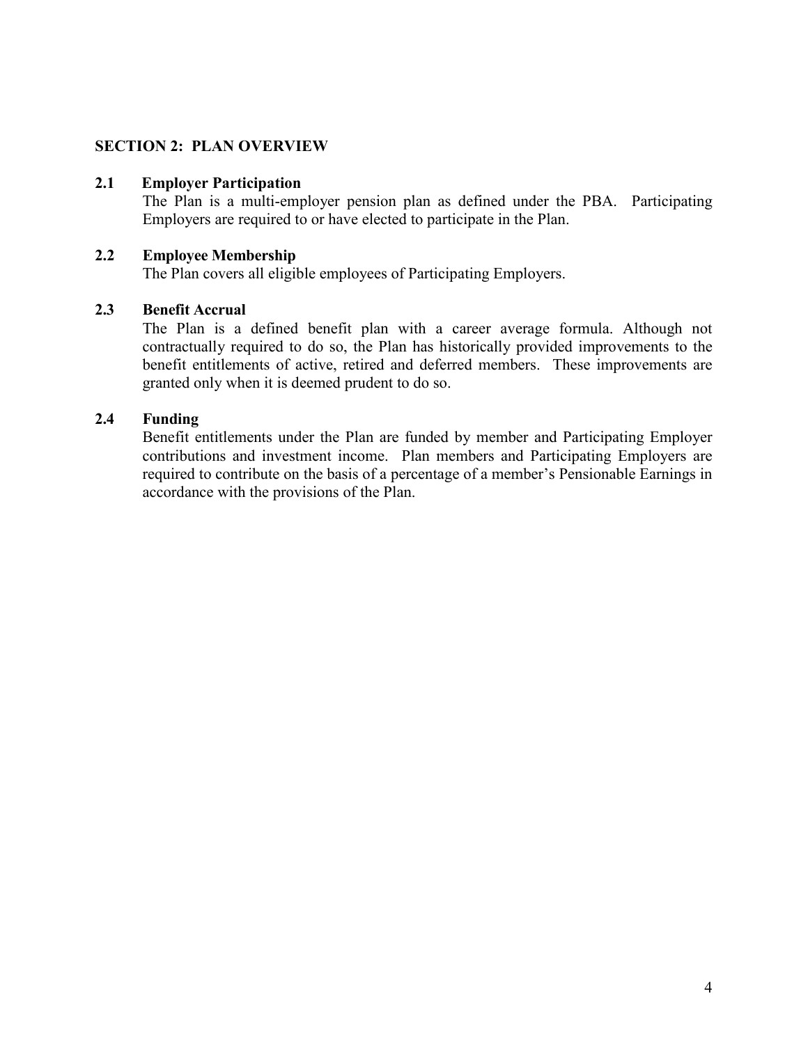## SECTION 2: PLAN OVERVIEW

### 2.1 Employer Participation

The Plan is a multi-employer pension plan as defined under the PBA. Participating Employers are required to or have elected to participate in the Plan.

### 2.2 Employee Membership

The Plan covers all eligible employees of Participating Employers.

### 2.3 Benefit Accrual

The Plan is a defined benefit plan with a career average formula. Although not contractually required to do so, the Plan has historically provided improvements to the benefit entitlements of active, retired and deferred members. These improvements are granted only when it is deemed prudent to do so.

### 2.4 Funding

Benefit entitlements under the Plan are funded by member and Participating Employer contributions and investment income. Plan members and Participating Employers are required to contribute on the basis of a percentage of a member's Pensionable Earnings in accordance with the provisions of the Plan.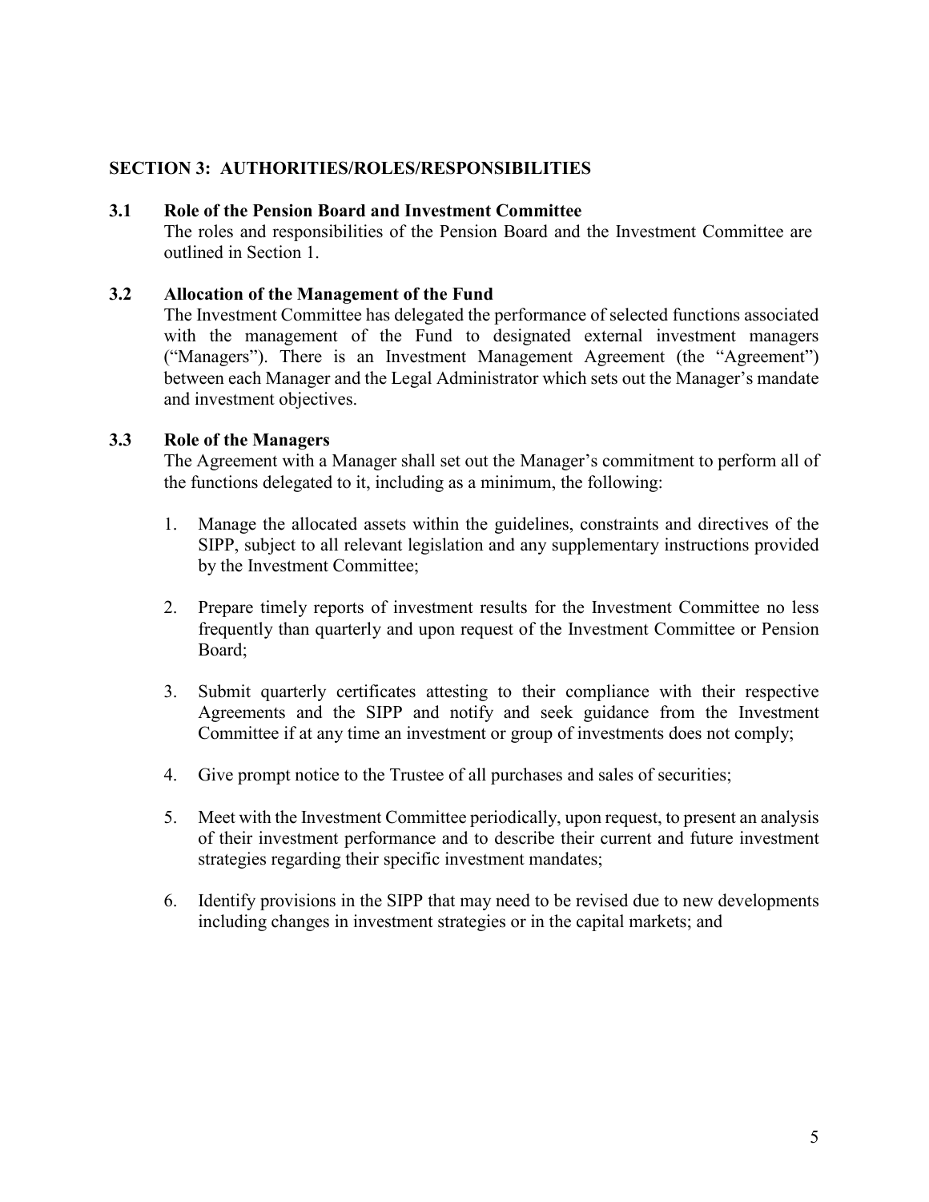## SECTION 3: AUTHORITIES/ROLES/RESPONSIBILITIES

### 3.1 Role of the Pension Board and Investment Committee

The roles and responsibilities of the Pension Board and the Investment Committee are outlined in Section 1.

### 3.2 Allocation of the Management of the Fund

The Investment Committee has delegated the performance of selected functions associated with the management of the Fund to designated external investment managers ("Managers"). There is an Investment Management Agreement (the "Agreement") between each Manager and the Legal Administrator which sets out the Manager's mandate and investment objectives.

### 3.3 Role of the Managers

The Agreement with a Manager shall set out the Manager's commitment to perform all of the functions delegated to it, including as a minimum, the following:

1. Manage the allocated assets within the guidelines, constraints and directives of the SIPP, subject to all relevant legislation and any supplementary instructions provided by the Investment Committee;

2. Prepare timely reports of investment results for the Investment Committee no less frequently than quarterly and upon request of the Investment Committee or Pension Board;

3. Submit quarterly certificates attesting to their compliance with their respective Agreements and the SIPP and notify and seek guidance from the Investment Committee if at any time an investment or group of investments does not comply;

4. Give prompt notice to the Trustee of all purchases and sales of securities;

5. Meet with the Investment Committee periodically, upon request, to present an analysis of their investment performance and to describe their current and future investment strategies regarding their specific investment mandates;

6. Identify provisions in the SIPP that may need to be revised due to new developments including changes in investment strategies or in the capital markets; and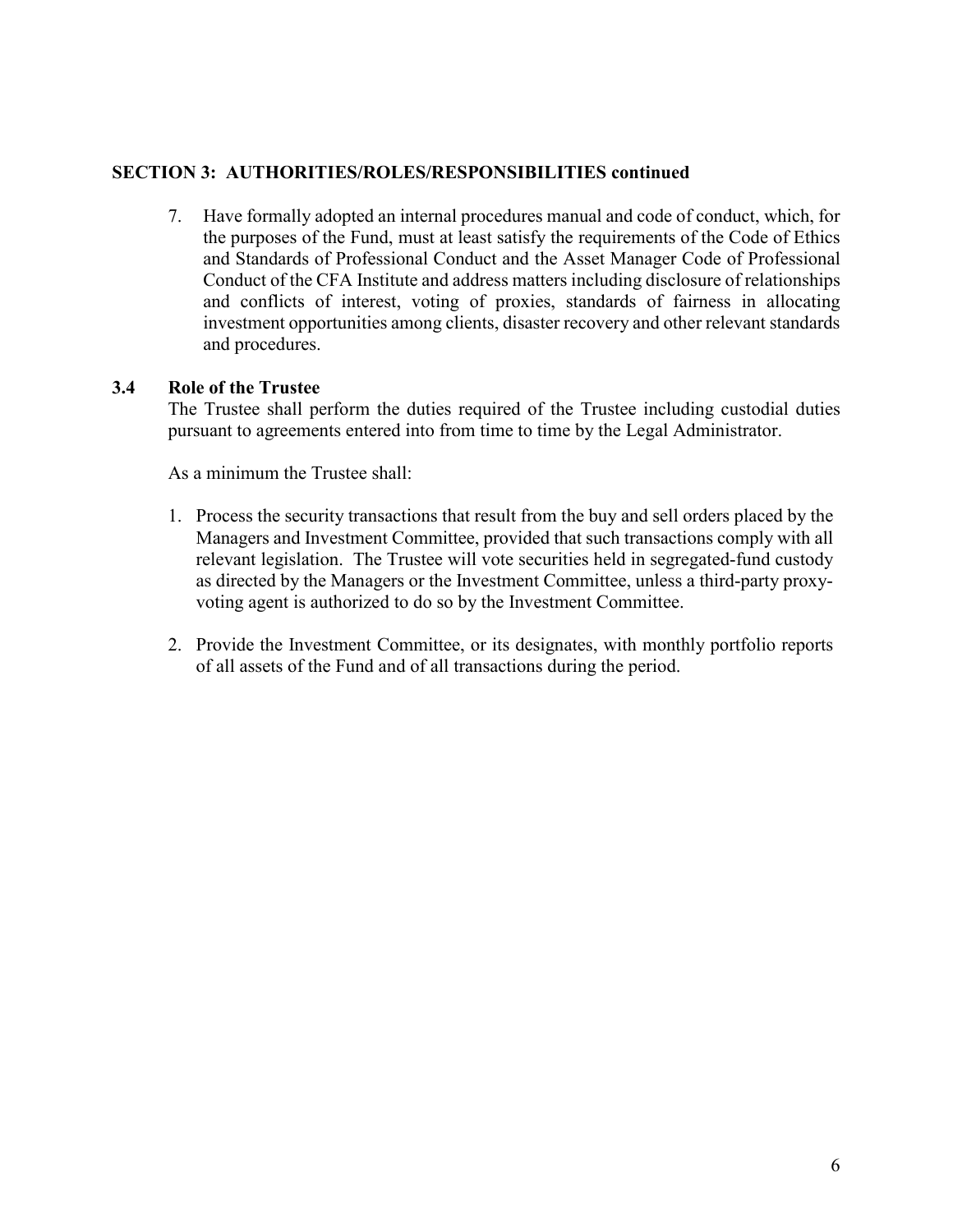**SECTION 3: AUTHORITIES/ROLES/RESPONSIBILITIES continued**

7. Have formally adopted an internal procedures manual and code of conduct, which, for the purposes of the Fund, must at least satisfy the requirements of the Code of Ethics and Standards of Professional Conduct and the Asset Manager Code of Professional Conduct of the CFA Institute and address matters including disclosure of relationships and conflicts of interest, voting of proxies, standards of fairness in allocating investment opportunities among clients, disaster recovery and other relevant standards and procedures.

### 3.4 Role of the Trustee

The Trustee shall perform the duties required of the Trustee including custodial duties pursuant to agreements entered into from time to time by the Legal Administrator.

As a minimum the Trustee shall:

1. Process the security transactions that result from the buy and sell orders placed by the Managers and Investment Committee, provided that such transactions comply with all relevant legislation. The Trustee will vote securities held in segregated-fund custody as directed by the Managers or the Investment Committee, unless a third-party proxy-voting agent is authorized to do so by the Investment Committee.

2. Provide the Investment Committee, or its designates, with monthly portfolio reports of all assets of the Fund and of all transactions during the period.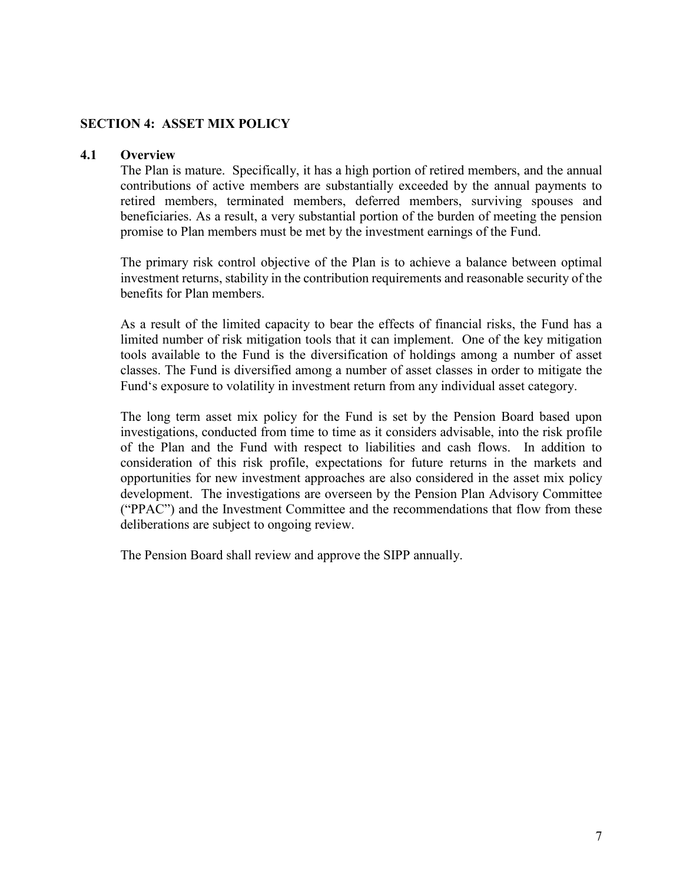## SECTION 4: ASSET MIX POLICY

### 4.1 Overview

The Plan is mature. Specifically, it has a high portion of retired members, and the annual contributions of active members are substantially exceeded by the annual payments to retired members, terminated members, deferred members, surviving spouses and beneficiaries. As a result, a very substantial portion of the burden of meeting the pension promise to Plan members must be met by the investment earnings of the Fund.

The primary risk control objective of the Plan is to achieve a balance between optimal investment returns, stability in the contribution requirements and reasonable security of the benefits for Plan members.

As a result of the limited capacity to bear the effects of financial risks, the Fund has a limited number of risk mitigation tools that it can implement. One of the key mitigation tools available to the Fund is the diversification of holdings among a number of asset classes. The Fund is diversified among a number of asset classes in order to mitigate the Fund's exposure to volatility in investment return from any individual asset category.

The long term asset mix policy for the Fund is set by the Pension Board based upon investigations, conducted from time to time as it considers advisable, into the risk profile of the Plan and the Fund with respect to liabilities and cash flows. In addition to consideration of this risk profile, expectations for future returns in the markets and opportunities for new investment approaches are also considered in the asset mix policy development. The investigations are overseen by the Pension Plan Advisory Committee ("PPAC") and the Investment Committee and the recommendations that flow from these deliberations are subject to ongoing review.

The Pension Board shall review and approve the SIPP annually.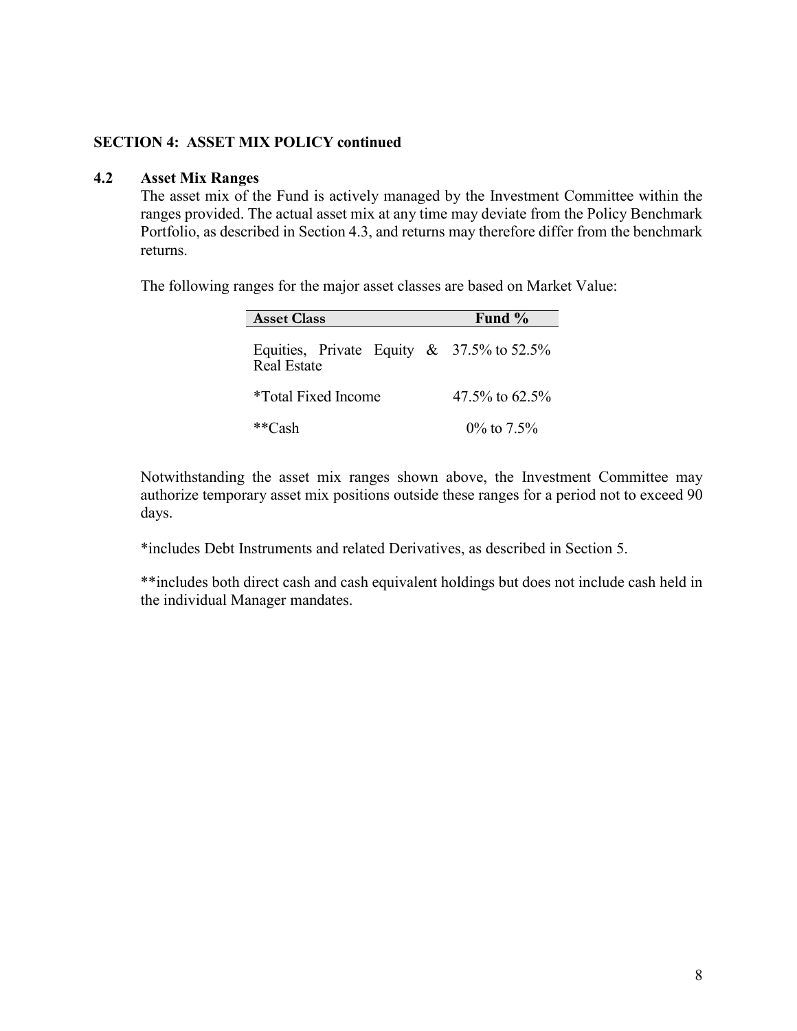## SECTION 4: ASSET MIX POLICY continued

### 4.2 Asset Mix Ranges

The asset mix of the Fund is actively managed by the Investment Committee within the ranges provided. The actual asset mix at any time may deviate from the Policy Benchmark Portfolio, as described in Section 4.3, and returns may therefore differ from the benchmark returns.

The following ranges for the major asset classes are based on Market Value:

| Asset Class | Fund % |
|---|---|
| Equities, Private Equity & Real Estate | 37.5% to 52.5% |
| *Total Fixed Income | 47.5% to 62.5% |
| **Cash | 0% to 7.5% |

Notwithstanding the asset mix ranges shown above, the Investment Committee may authorize temporary asset mix positions outside these ranges for a period not to exceed 90 days.

*includes Debt Instruments and related Derivatives, as described in Section 5.

**includes both direct cash and cash equivalent holdings but does not include cash held in the individual Manager mandates.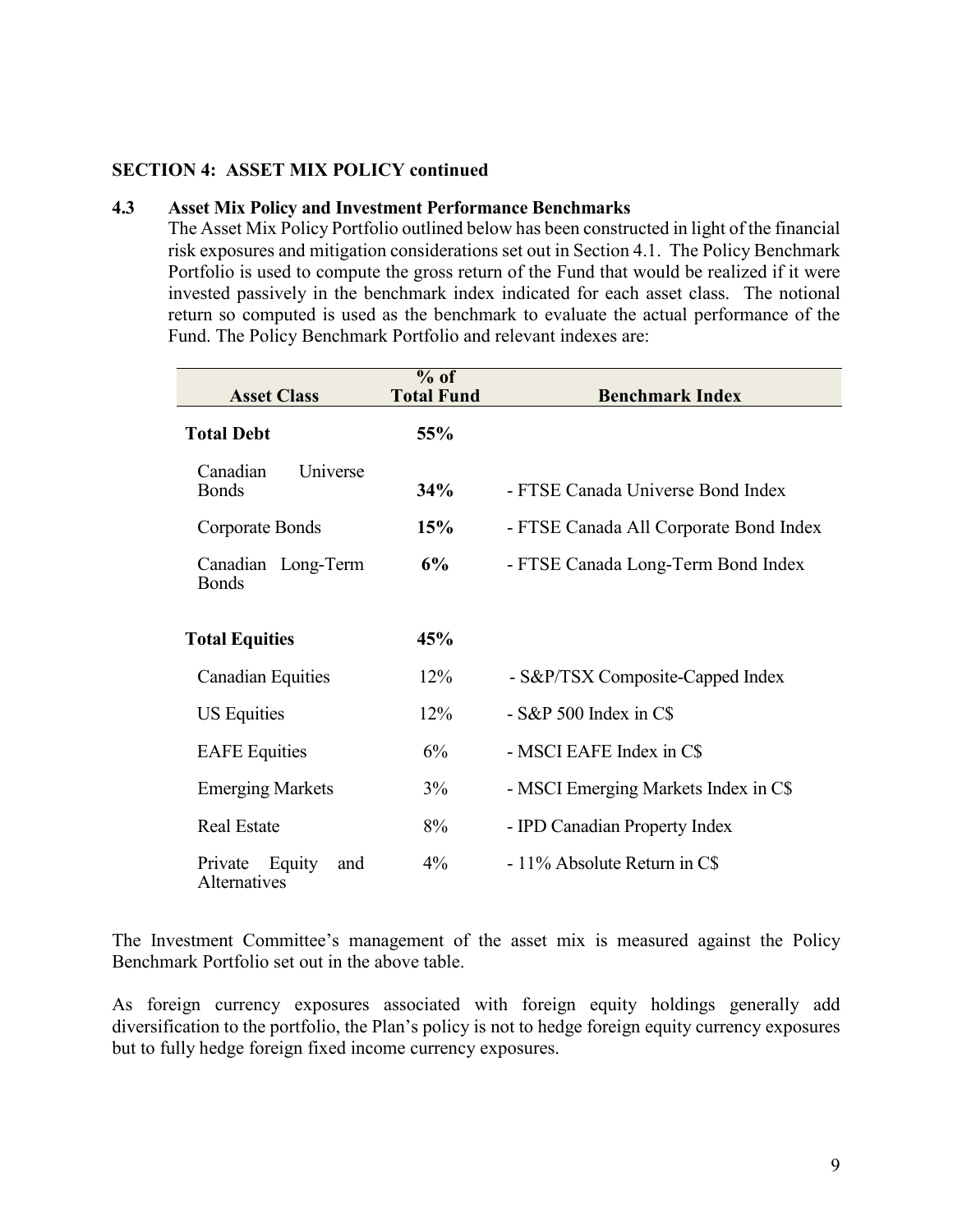**SECTION 4: ASSET MIX POLICY continued**

**4.3 Asset Mix Policy and Investment Performance Benchmarks**

The Asset Mix Policy Portfolio outlined below has been constructed in light of the financial risk exposures and mitigation considerations set out in Section 4.1. The Policy Benchmark Portfolio is used to compute the gross return of the Fund that would be realized if it were invested passively in the benchmark index indicated for each asset class. The notional return so computed is used as the benchmark to evaluate the actual performance of the Fund. The Policy Benchmark Portfolio and relevant indexes are:

| Asset Class | % of Total Fund | Benchmark Index |
|---|---|---|
| **Total Debt** | **55%** | |
| Canadian Universe Bonds | **34%** | - FTSE Canada Universe Bond Index |
| Corporate Bonds | **15%** | - FTSE Canada All Corporate Bond Index |
| Canadian Long-Term Bonds | **6%** | - FTSE Canada Long-Term Bond Index |
| **Total Equities** | **45%** | |
| Canadian Equities | 12% | - S&P/TSX Composite-Capped Index |
| US Equities | 12% | - S&P 500 Index in C$ |
| EAFE Equities | 6% | - MSCI EAFE Index in C$ |
| Emerging Markets | 3% | - MSCI Emerging Markets Index in C$ |
| Real Estate | 8% | - IPD Canadian Property Index |
| Private Equity and Alternatives | 4% | - 11% Absolute Return in C$ |

The Investment Committee's management of the asset mix is measured against the Policy Benchmark Portfolio set out in the above table.

As foreign currency exposures associated with foreign equity holdings generally add diversification to the portfolio, the Plan's policy is not to hedge foreign equity currency exposures but to fully hedge foreign fixed income currency exposures.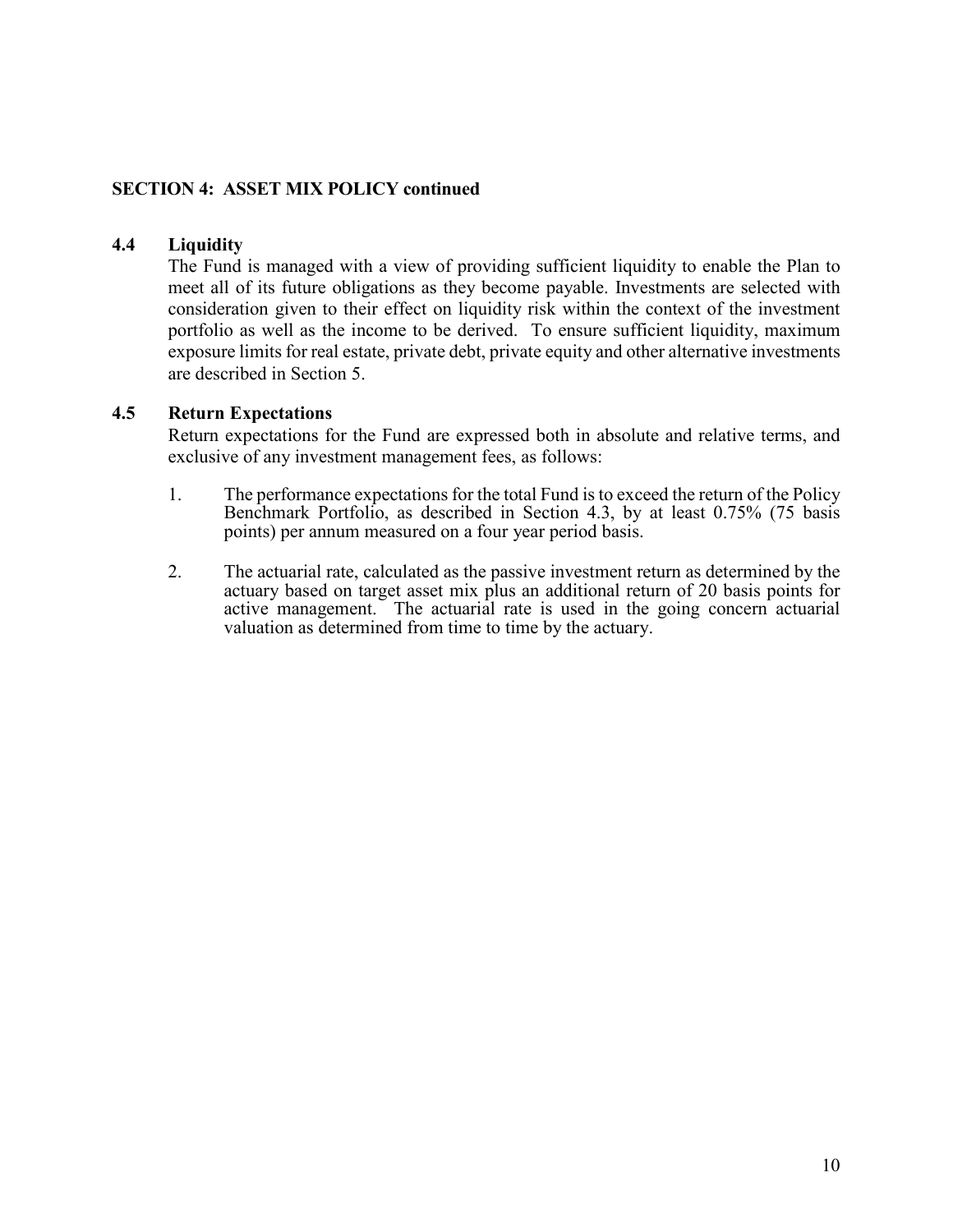**SECTION 4: ASSET MIX POLICY continued**

### 4.4 Liquidity

The Fund is managed with a view of providing sufficient liquidity to enable the Plan to meet all of its future obligations as they become payable. Investments are selected with consideration given to their effect on liquidity risk within the context of the investment portfolio as well as the income to be derived. To ensure sufficient liquidity, maximum exposure limits for real estate, private debt, private equity and other alternative investments are described in Section 5.

### 4.5 Return Expectations

Return expectations for the Fund are expressed both in absolute and relative terms, and exclusive of any investment management fees, as follows:

1. The performance expectations for the total Fund is to exceed the return of the Policy Benchmark Portfolio, as described in Section 4.3, by at least 0.75% (75 basis points) per annum measured on a four year period basis.

2. The actuarial rate, calculated as the passive investment return as determined by the actuary based on target asset mix plus an additional return of 20 basis points for active management. The actuarial rate is used in the going concern actuarial valuation as determined from time to time by the actuary.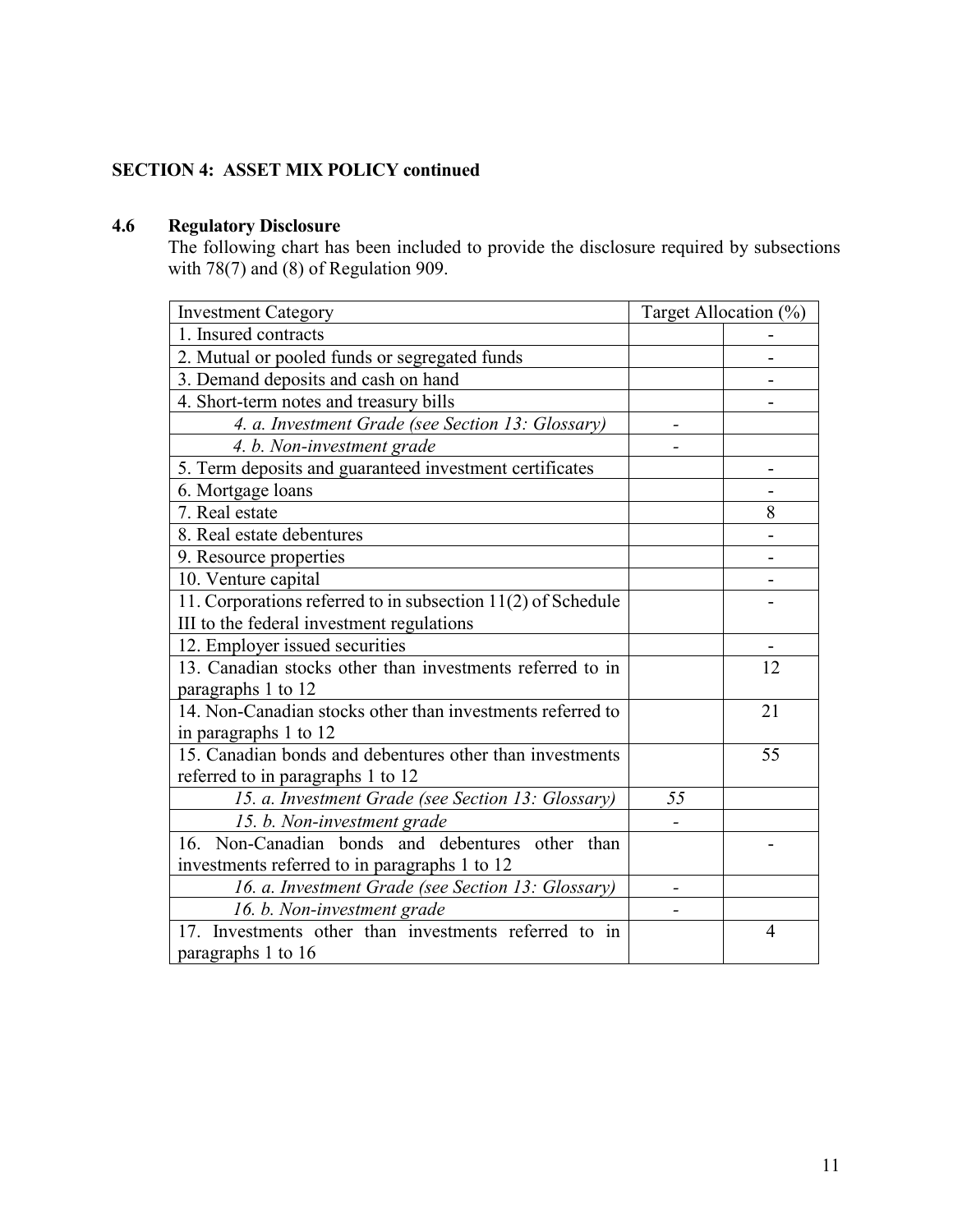## SECTION 4: ASSET MIX POLICY continued

### 4.6 Regulatory Disclosure

The following chart has been included to provide the disclosure required by subsections with 78(7) and (8) of Regulation 909.

| Investment Category | Target Allocation (%) | |
|---|---|---|
| 1. Insured contracts | | - |
| 2. Mutual or pooled funds or segregated funds | | - |
| 3. Demand deposits and cash on hand | | - |
| 4. Short-term notes and treasury bills | | - |
| *4. a. Investment Grade (see Section 13: Glossary)* | - | |
| *4. b. Non-investment grade* | - | |
| 5. Term deposits and guaranteed investment certificates | | - |
| 6. Mortgage loans | | - |
| 7. Real estate | | 8 |
| 8. Real estate debentures | | - |
| 9. Resource properties | | - |
| 10. Venture capital | | - |
| 11. Corporations referred to in subsection 11(2) of Schedule III to the federal investment regulations | | - |
| 12. Employer issued securities | | - |
| 13. Canadian stocks other than investments referred to in paragraphs 1 to 12 | | 12 |
| 14. Non-Canadian stocks other than investments referred to in paragraphs 1 to 12 | | 21 |
| 15. Canadian bonds and debentures other than investments referred to in paragraphs 1 to 12 | | 55 |
| *15. a. Investment Grade (see Section 13: Glossary)* | *55* | |
| *15. b. Non-investment grade* | - | |
| 16. Non-Canadian bonds and debentures other than investments referred to in paragraphs 1 to 12 | | - |
| *16. a. Investment Grade (see Section 13: Glossary)* | - | |
| *16. b. Non-investment grade* | - | |
| 17. Investments other than investments referred to in paragraphs 1 to 16 | | 4 |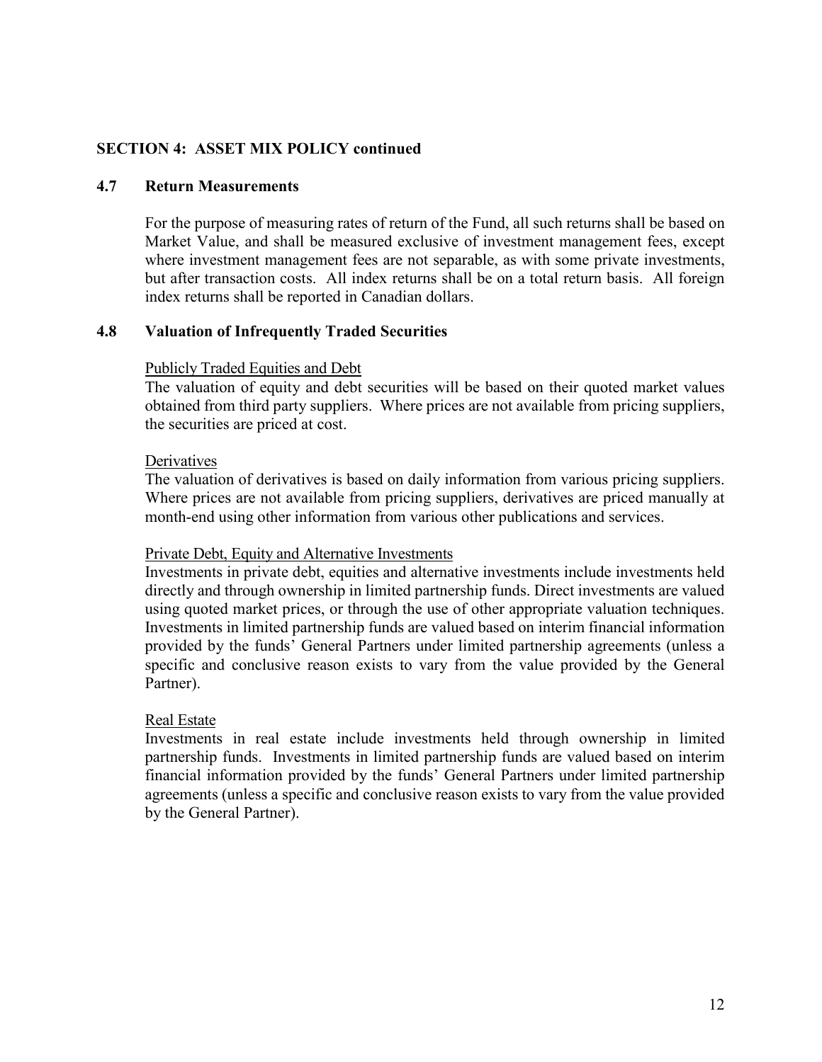## SECTION 4: ASSET MIX POLICY continued

### 4.7 Return Measurements

For the purpose of measuring rates of return of the Fund, all such returns shall be based on Market Value, and shall be measured exclusive of investment management fees, except where investment management fees are not separable, as with some private investments, but after transaction costs. All index returns shall be on a total return basis. All foreign index returns shall be reported in Canadian dollars.

### 4.8 Valuation of Infrequently Traded Securities

Publicly Traded Equities and Debt

The valuation of equity and debt securities will be based on their quoted market values obtained from third party suppliers. Where prices are not available from pricing suppliers, the securities are priced at cost.

Derivatives

The valuation of derivatives is based on daily information from various pricing suppliers. Where prices are not available from pricing suppliers, derivatives are priced manually at month-end using other information from various other publications and services.

Private Debt, Equity and Alternative Investments

Investments in private debt, equities and alternative investments include investments held directly and through ownership in limited partnership funds. Direct investments are valued using quoted market prices, or through the use of other appropriate valuation techniques. Investments in limited partnership funds are valued based on interim financial information provided by the funds' General Partners under limited partnership agreements (unless a specific and conclusive reason exists to vary from the value provided by the General Partner).

Real Estate

Investments in real estate include investments held through ownership in limited partnership funds. Investments in limited partnership funds are valued based on interim financial information provided by the funds' General Partners under limited partnership agreements (unless a specific and conclusive reason exists to vary from the value provided by the General Partner).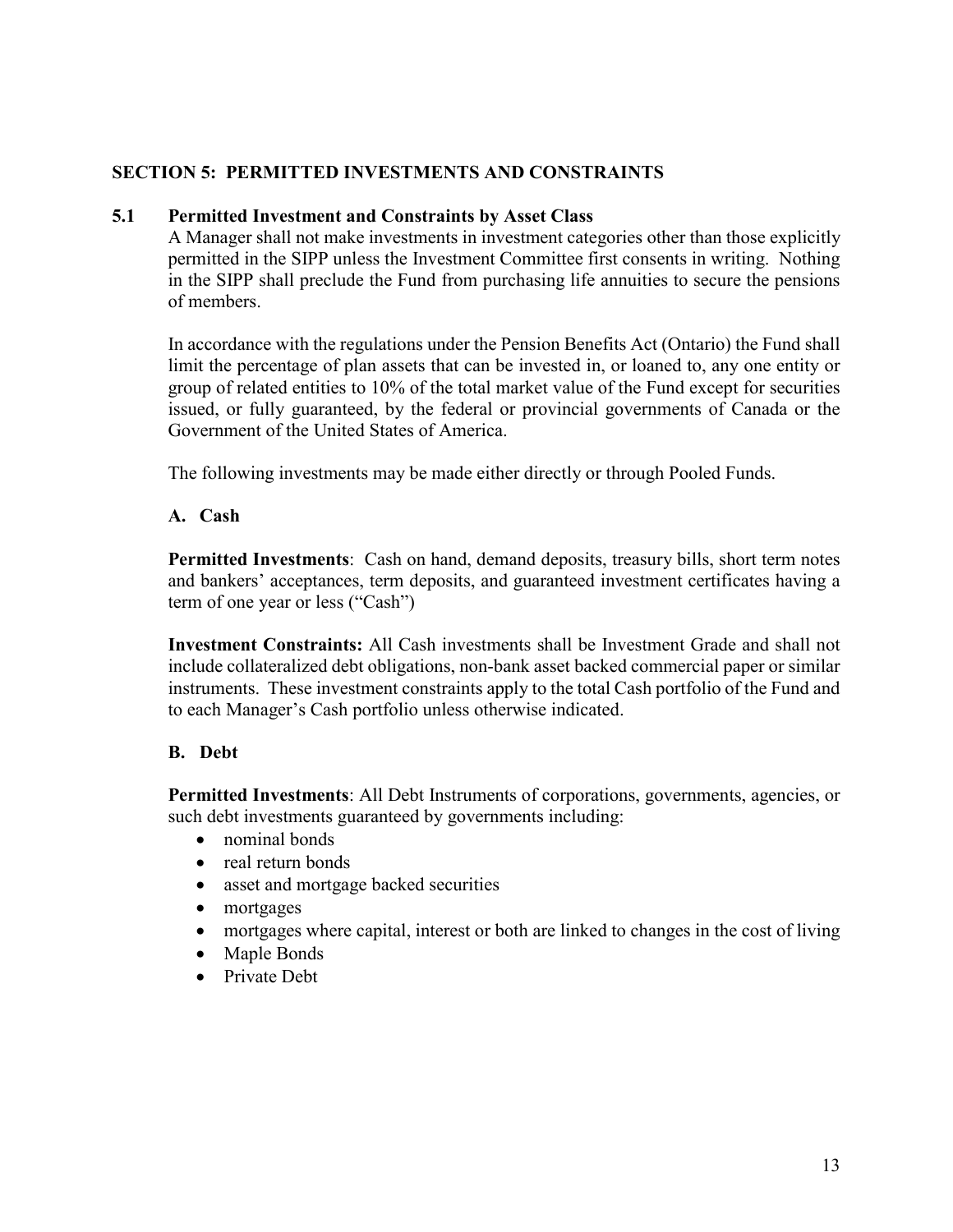## SECTION 5: PERMITTED INVESTMENTS AND CONSTRAINTS

### 5.1 Permitted Investment and Constraints by Asset Class

A Manager shall not make investments in investment categories other than those explicitly permitted in the SIPP unless the Investment Committee first consents in writing. Nothing in the SIPP shall preclude the Fund from purchasing life annuities to secure the pensions of members.

In accordance with the regulations under the Pension Benefits Act (Ontario) the Fund shall limit the percentage of plan assets that can be invested in, or loaned to, any one entity or group of related entities to 10% of the total market value of the Fund except for securities issued, or fully guaranteed, by the federal or provincial governments of Canada or the Government of the United States of America.

The following investments may be made either directly or through Pooled Funds.

#### A. Cash

**Permitted Investments**: Cash on hand, demand deposits, treasury bills, short term notes and bankers' acceptances, term deposits, and guaranteed investment certificates having a term of one year or less ("Cash")

**Investment Constraints:** All Cash investments shall be Investment Grade and shall not include collateralized debt obligations, non-bank asset backed commercial paper or similar instruments. These investment constraints apply to the total Cash portfolio of the Fund and to each Manager's Cash portfolio unless otherwise indicated.

#### B. Debt

**Permitted Investments**: All Debt Instruments of corporations, governments, agencies, or such debt investments guaranteed by governments including:

- nominal bonds
- real return bonds
- asset and mortgage backed securities
- mortgages
- mortgages where capital, interest or both are linked to changes in the cost of living
- Maple Bonds
- Private Debt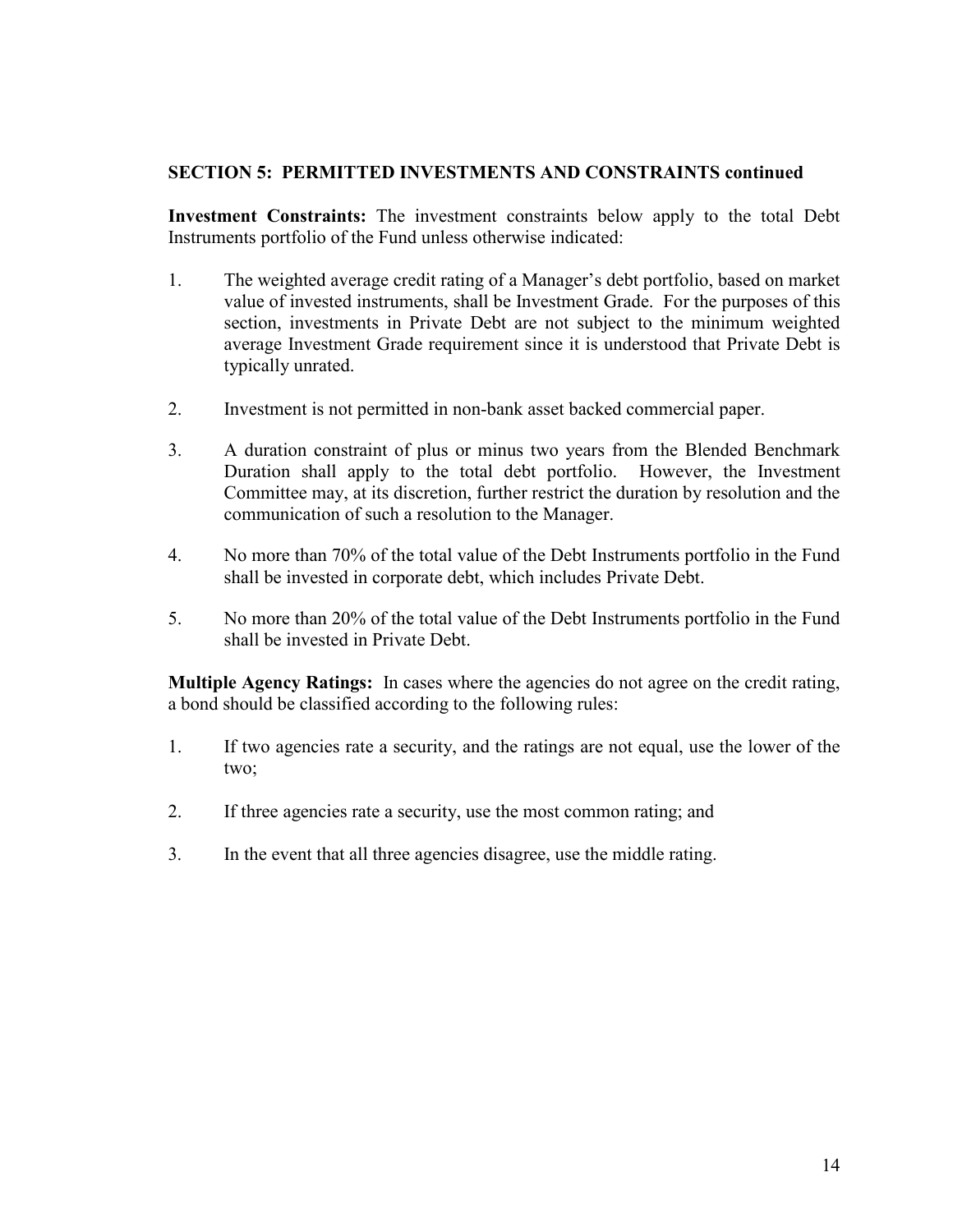## SECTION 5: PERMITTED INVESTMENTS AND CONSTRAINTS continued

**Investment Constraints:** The investment constraints below apply to the total Debt Instruments portfolio of the Fund unless otherwise indicated:

1. The weighted average credit rating of a Manager's debt portfolio, based on market value of invested instruments, shall be Investment Grade. For the purposes of this section, investments in Private Debt are not subject to the minimum weighted average Investment Grade requirement since it is understood that Private Debt is typically unrated.

2. Investment is not permitted in non-bank asset backed commercial paper.

3. A duration constraint of plus or minus two years from the Blended Benchmark Duration shall apply to the total debt portfolio. However, the Investment Committee may, at its discretion, further restrict the duration by resolution and the communication of such a resolution to the Manager.

4. No more than 70% of the total value of the Debt Instruments portfolio in the Fund shall be invested in corporate debt, which includes Private Debt.

5. No more than 20% of the total value of the Debt Instruments portfolio in the Fund shall be invested in Private Debt.

**Multiple Agency Ratings:** In cases where the agencies do not agree on the credit rating, a bond should be classified according to the following rules:

1. If two agencies rate a security, and the ratings are not equal, use the lower of the two;

2. If three agencies rate a security, use the most common rating; and

3. In the event that all three agencies disagree, use the middle rating.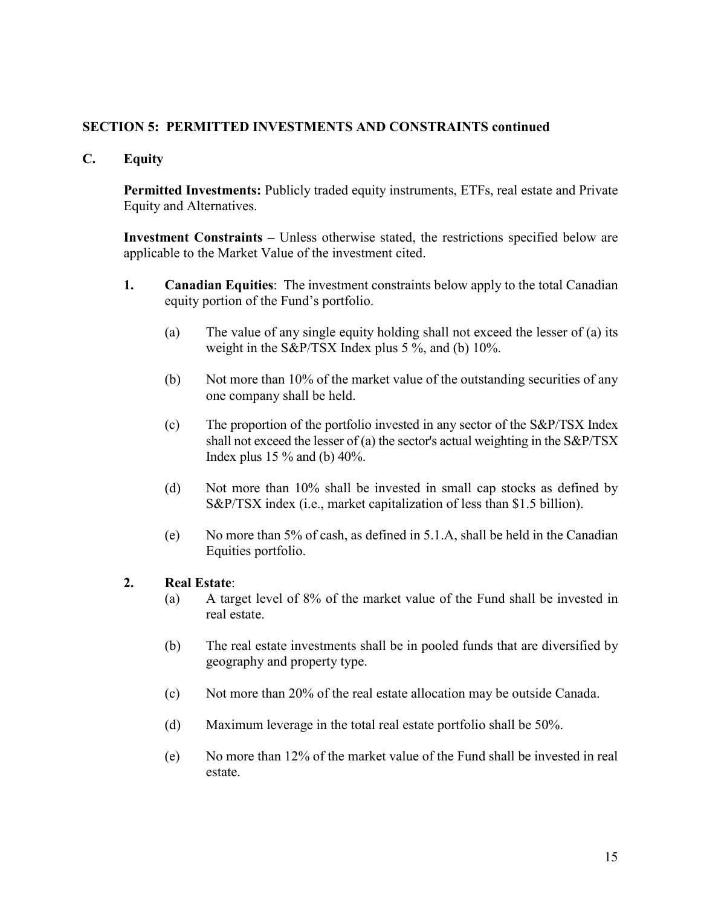## SECTION 5: PERMITTED INVESTMENTS AND CONSTRAINTS continued

### C. Equity

**Permitted Investments:** Publicly traded equity instruments, ETFs, real estate and Private Equity and Alternatives.

**Investment Constraints –** Unless otherwise stated, the restrictions specified below are applicable to the Market Value of the investment cited.

**1. Canadian Equities**: The investment constraints below apply to the total Canadian equity portion of the Fund's portfolio.

- (a) The value of any single equity holding shall not exceed the lesser of (a) its weight in the S&P/TSX Index plus 5 %, and (b) 10%.
- (b) Not more than 10% of the market value of the outstanding securities of any one company shall be held.
- (c) The proportion of the portfolio invested in any sector of the S&P/TSX Index shall not exceed the lesser of (a) the sector's actual weighting in the S&P/TSX Index plus 15 % and (b) 40%.
- (d) Not more than 10% shall be invested in small cap stocks as defined by S&P/TSX index (i.e., market capitalization of less than $1.5 billion).
- (e) No more than 5% of cash, as defined in 5.1.A, shall be held in the Canadian Equities portfolio.

**2. Real Estate**:

- (a) A target level of 8% of the market value of the Fund shall be invested in real estate.
- (b) The real estate investments shall be in pooled funds that are diversified by geography and property type.
- (c) Not more than 20% of the real estate allocation may be outside Canada.
- (d) Maximum leverage in the total real estate portfolio shall be 50%.
- (e) No more than 12% of the market value of the Fund shall be invested in real estate.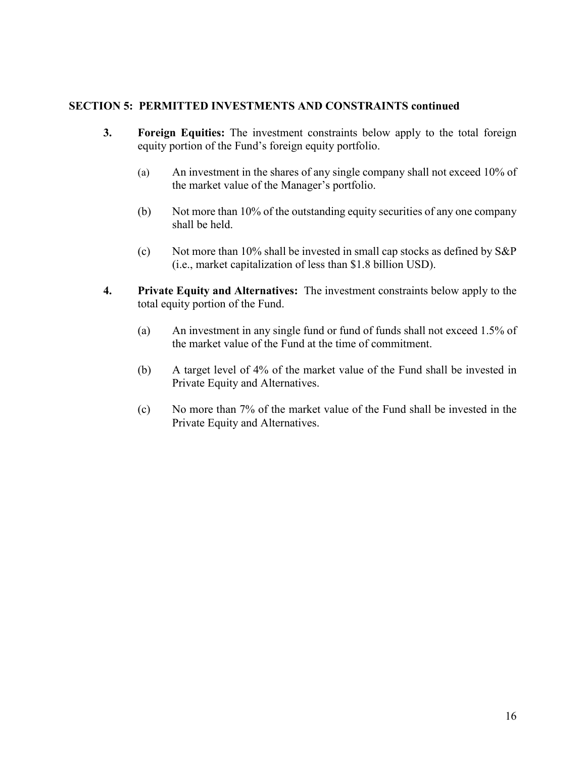## SECTION 5: PERMITTED INVESTMENTS AND CONSTRAINTS continued

3. **Foreign Equities:** The investment constraints below apply to the total foreign equity portion of the Fund's foreign equity portfolio.

   (a) An investment in the shares of any single company shall not exceed 10% of the market value of the Manager's portfolio.

   (b) Not more than 10% of the outstanding equity securities of any one company shall be held.

   (c) Not more than 10% shall be invested in small cap stocks as defined by S&P (i.e., market capitalization of less than $1.8 billion USD).

4. **Private Equity and Alternatives:** The investment constraints below apply to the total equity portion of the Fund.

   (a) An investment in any single fund or fund of funds shall not exceed 1.5% of the market value of the Fund at the time of commitment.

   (b) A target level of 4% of the market value of the Fund shall be invested in Private Equity and Alternatives.

   (c) No more than 7% of the market value of the Fund shall be invested in the Private Equity and Alternatives.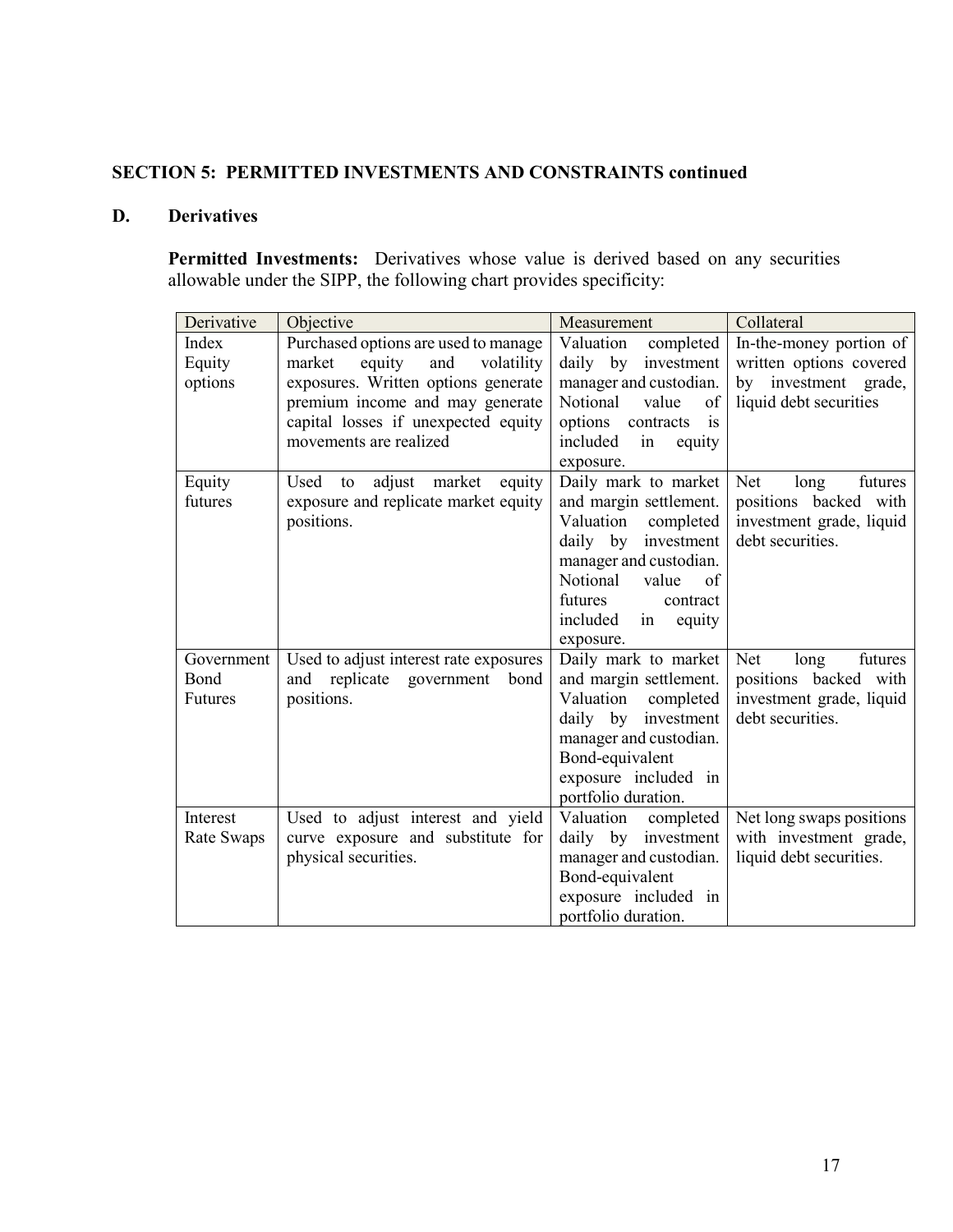## SECTION 5: PERMITTED INVESTMENTS AND CONSTRAINTS continued

### D. Derivatives

**Permitted Investments:** Derivatives whose value is derived based on any securities allowable under the SIPP, the following chart provides specificity:

| Derivative | Objective | Measurement | Collateral |
|---|---|---|---|
| Index Equity options | Purchased options are used to manage market equity and volatility exposures. Written options generate premium income and may generate capital losses if unexpected equity movements are realized | Valuation completed daily by investment manager and custodian. Notional value of options contracts is included in equity exposure. | In-the-money portion of written options covered by investment grade, liquid debt securities |
| Equity futures | Used to adjust market equity exposure and replicate market equity positions. | Daily mark to market and margin settlement. Valuation completed daily by investment manager and custodian. Notional value of futures contract included in equity exposure. | Net long futures positions backed with investment grade, liquid debt securities. |
| Government Bond Futures | Used to adjust interest rate exposures and replicate government bond positions. | Daily mark to market and margin settlement. Valuation completed daily by investment manager and custodian. Bond-equivalent exposure included in portfolio duration. | Net long futures positions backed with investment grade, liquid debt securities. |
| Interest Rate Swaps | Used to adjust interest and yield curve exposure and substitute for physical securities. | Valuation completed daily by investment manager and custodian. Bond-equivalent exposure included in portfolio duration. | Net long swaps positions with investment grade, liquid debt securities. |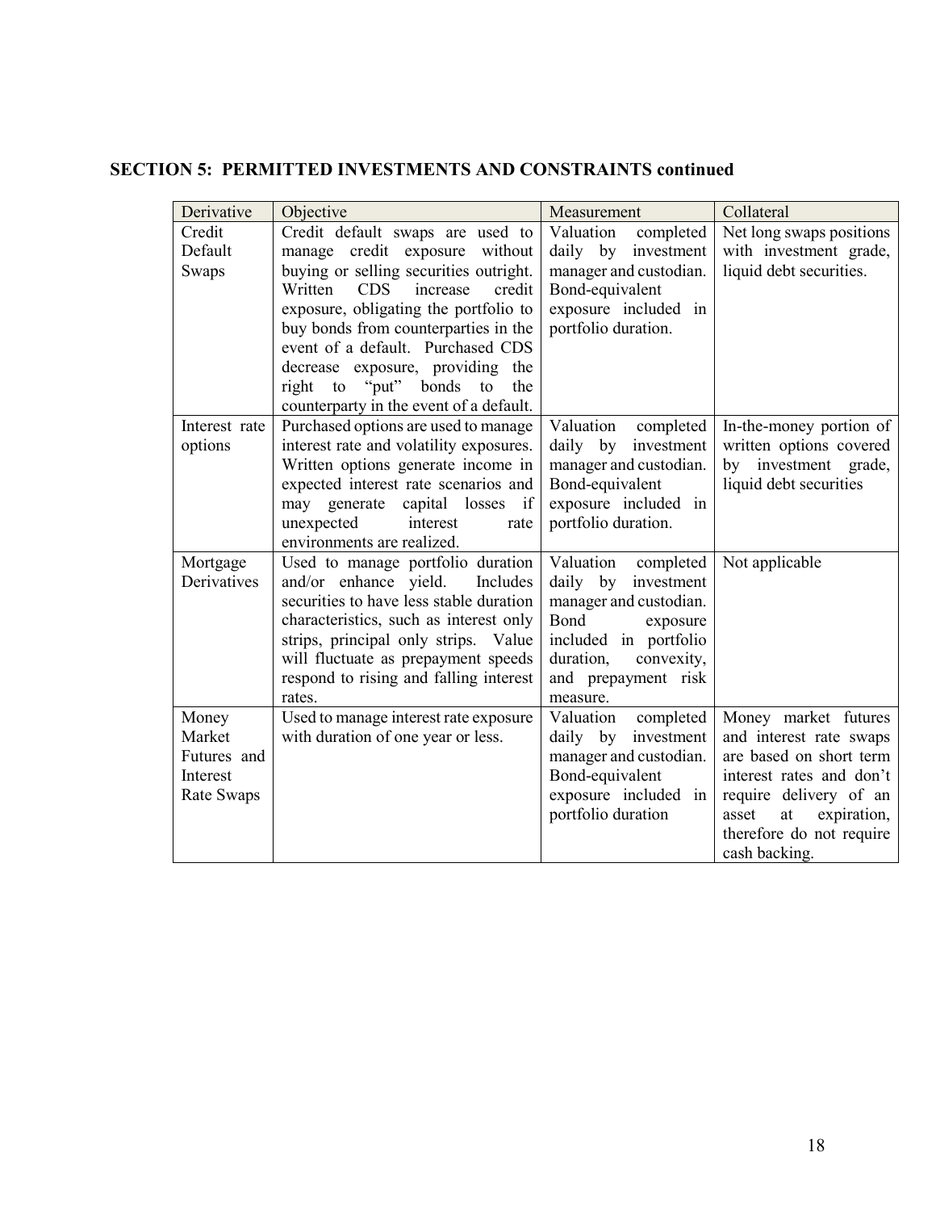## SECTION 5: PERMITTED INVESTMENTS AND CONSTRAINTS continued

| Derivative | Objective | Measurement | Collateral |
|---|---|---|---|
| Credit Default Swaps | Credit default swaps are used to manage credit exposure without buying or selling securities outright. Written CDS increase credit exposure, obligating the portfolio to buy bonds from counterparties in the event of a default. Purchased CDS decrease exposure, providing the right to "put" bonds to the counterparty in the event of a default. | Valuation completed daily by investment manager and custodian. Bond-equivalent exposure included in portfolio duration. | Net long swaps positions with investment grade, liquid debt securities. |
| Interest rate options | Purchased options are used to manage interest rate and volatility exposures. Written options generate income in expected interest rate scenarios and may generate capital losses if unexpected interest rate environments are realized. | Valuation completed daily by investment manager and custodian. Bond-equivalent exposure included in portfolio duration. | In-the-money portion of written options covered by investment grade, liquid debt securities |
| Mortgage Derivatives | Used to manage portfolio duration and/or enhance yield. Includes securities to have less stable duration characteristics, such as interest only strips, principal only strips. Value will fluctuate as prepayment speeds respond to rising and falling interest rates. | Valuation completed daily by investment manager and custodian. Bond exposure included in portfolio duration, convexity, and prepayment risk measure. | Not applicable |
| Money Market Futures and Interest Rate Swaps | Used to manage interest rate exposure with duration of one year or less. | Valuation completed daily by investment manager and custodian. Bond-equivalent exposure included in portfolio duration | Money market futures and interest rate swaps are based on short term interest rates and don't require delivery of an asset at expiration, therefore do not require cash backing. |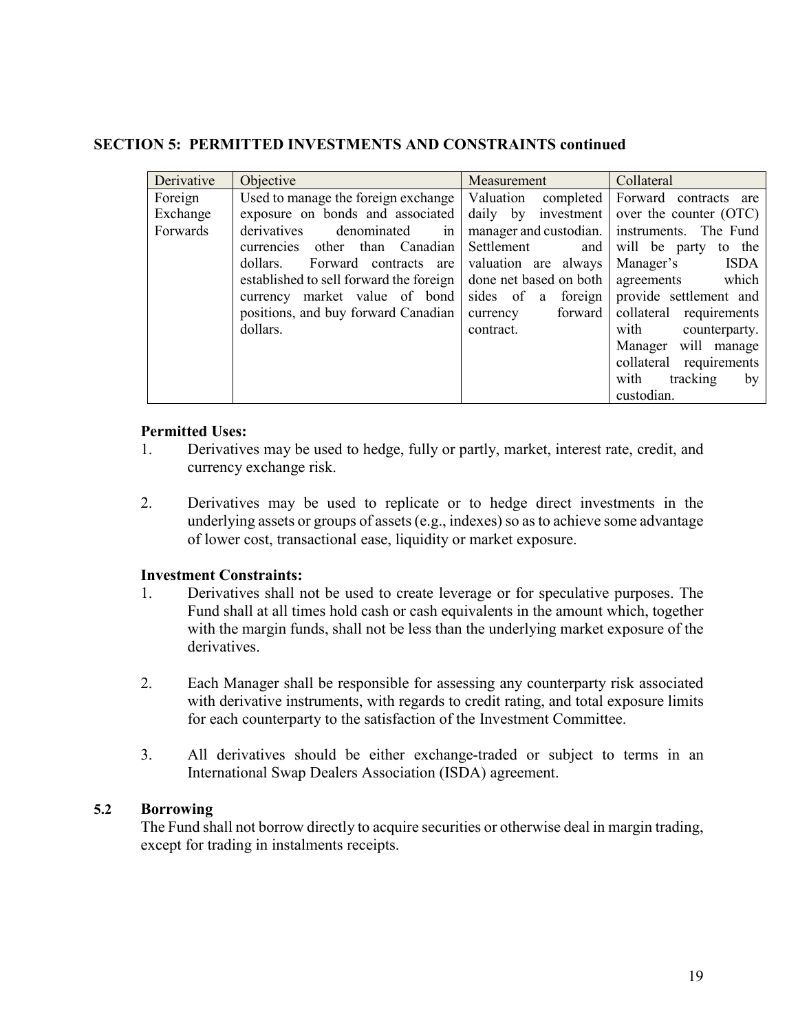**SECTION 5: PERMITTED INVESTMENTS AND CONSTRAINTS continued**

| Derivative | Objective | Measurement | Collateral |
|---|---|---|---|
| Foreign Exchange Forwards | Used to manage the foreign exchange exposure on bonds and associated derivatives denominated in currencies other than Canadian dollars. Forward contracts are established to sell forward the foreign currency market value of bond positions, and buy forward Canadian dollars. | Valuation completed daily by investment manager and custodian. Settlement and valuation are always done net based on both sides of a foreign currency forward contract. | Forward contracts are over the counter (OTC) instruments. The Fund will be party to the Manager's ISDA agreements which provide settlement and collateral requirements with counterparty. Manager will manage collateral requirements with tracking by custodian. |

**Permitted Uses:**

1. Derivatives may be used to hedge, fully or partly, market, interest rate, credit, and currency exchange risk.

2. Derivatives may be used to replicate or to hedge direct investments in the underlying assets or groups of assets (e.g., indexes) so as to achieve some advantage of lower cost, transactional ease, liquidity or market exposure.

**Investment Constraints:**

1. Derivatives shall not be used to create leverage or for speculative purposes. The Fund shall at all times hold cash or cash equivalents in the amount which, together with the margin funds, shall not be less than the underlying market exposure of the derivatives.

2. Each Manager shall be responsible for assessing any counterparty risk associated with derivative instruments, with regards to credit rating, and total exposure limits for each counterparty to the satisfaction of the Investment Committee.

3. All derivatives should be either exchange-traded or subject to terms in an International Swap Dealers Association (ISDA) agreement.

### 5.2 Borrowing

The Fund shall not borrow directly to acquire securities or otherwise deal in margin trading, except for trading in instalments receipts.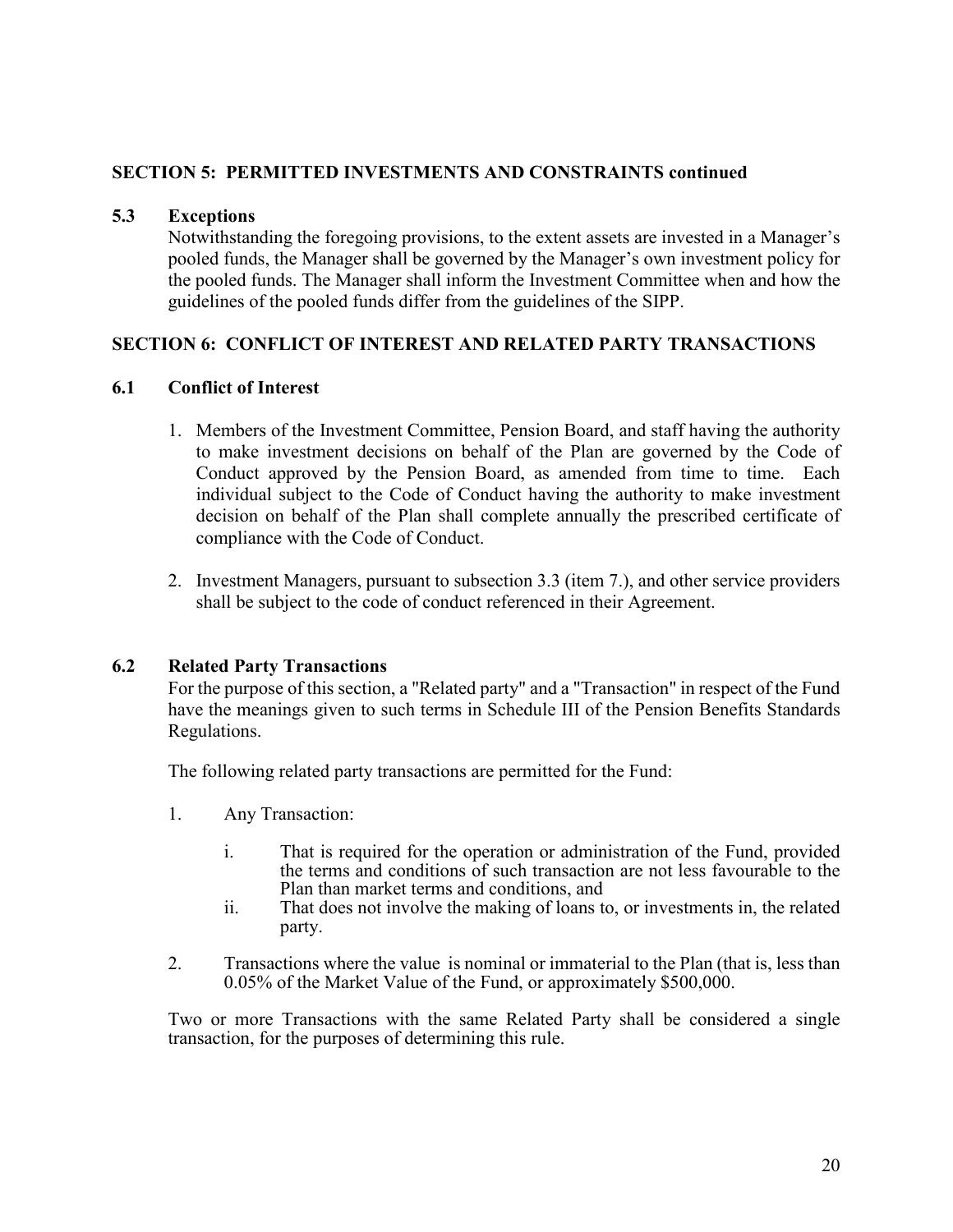## SECTION 5: PERMITTED INVESTMENTS AND CONSTRAINTS continued

### 5.3 Exceptions

Notwithstanding the foregoing provisions, to the extent assets are invested in a Manager's pooled funds, the Manager shall be governed by the Manager's own investment policy for the pooled funds. The Manager shall inform the Investment Committee when and how the guidelines of the pooled funds differ from the guidelines of the SIPP.

## SECTION 6: CONFLICT OF INTEREST AND RELATED PARTY TRANSACTIONS

### 6.1 Conflict of Interest

1. Members of the Investment Committee, Pension Board, and staff having the authority to make investment decisions on behalf of the Plan are governed by the Code of Conduct approved by the Pension Board, as amended from time to time. Each individual subject to the Code of Conduct having the authority to make investment decision on behalf of the Plan shall complete annually the prescribed certificate of compliance with the Code of Conduct.

2. Investment Managers, pursuant to subsection 3.3 (item 7.), and other service providers shall be subject to the code of conduct referenced in their Agreement.

### 6.2 Related Party Transactions

For the purpose of this section, a "Related party" and a "Transaction" in respect of the Fund have the meanings given to such terms in Schedule III of the Pension Benefits Standards Regulations.

The following related party transactions are permitted for the Fund:

1. Any Transaction:

   i. That is required for the operation or administration of the Fund, provided the terms and conditions of such transaction are not less favourable to the Plan than market terms and conditions, and

   ii. That does not involve the making of loans to, or investments in, the related party.

2. Transactions where the value is nominal or immaterial to the Plan (that is, less than 0.05% of the Market Value of the Fund, or approximately $500,000.

Two or more Transactions with the same Related Party shall be considered a single transaction, for the purposes of determining this rule.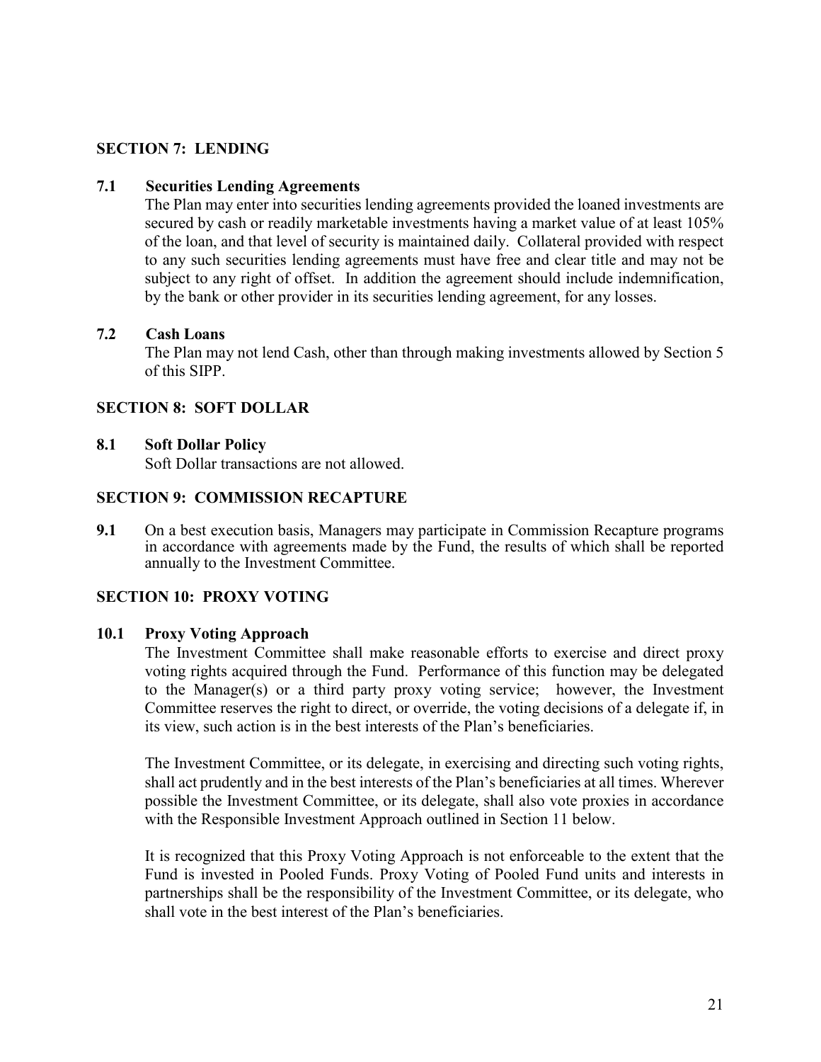## SECTION 7: LENDING

### 7.1 Securities Lending Agreements

The Plan may enter into securities lending agreements provided the loaned investments are secured by cash or readily marketable investments having a market value of at least 105% of the loan, and that level of security is maintained daily. Collateral provided with respect to any such securities lending agreements must have free and clear title and may not be subject to any right of offset. In addition the agreement should include indemnification, by the bank or other provider in its securities lending agreement, for any losses.

### 7.2 Cash Loans

The Plan may not lend Cash, other than through making investments allowed by Section 5 of this SIPP.

## SECTION 8: SOFT DOLLAR

### 8.1 Soft Dollar Policy

Soft Dollar transactions are not allowed.

## SECTION 9: COMMISSION RECAPTURE

**9.1** On a best execution basis, Managers may participate in Commission Recapture programs in accordance with agreements made by the Fund, the results of which shall be reported annually to the Investment Committee.

## SECTION 10: PROXY VOTING

### 10.1 Proxy Voting Approach

The Investment Committee shall make reasonable efforts to exercise and direct proxy voting rights acquired through the Fund. Performance of this function may be delegated to the Manager(s) or a third party proxy voting service; however, the Investment Committee reserves the right to direct, or override, the voting decisions of a delegate if, in its view, such action is in the best interests of the Plan's beneficiaries.

The Investment Committee, or its delegate, in exercising and directing such voting rights, shall act prudently and in the best interests of the Plan's beneficiaries at all times. Wherever possible the Investment Committee, or its delegate, shall also vote proxies in accordance with the Responsible Investment Approach outlined in Section 11 below.

It is recognized that this Proxy Voting Approach is not enforceable to the extent that the Fund is invested in Pooled Funds. Proxy Voting of Pooled Fund units and interests in partnerships shall be the responsibility of the Investment Committee, or its delegate, who shall vote in the best interest of the Plan's beneficiaries.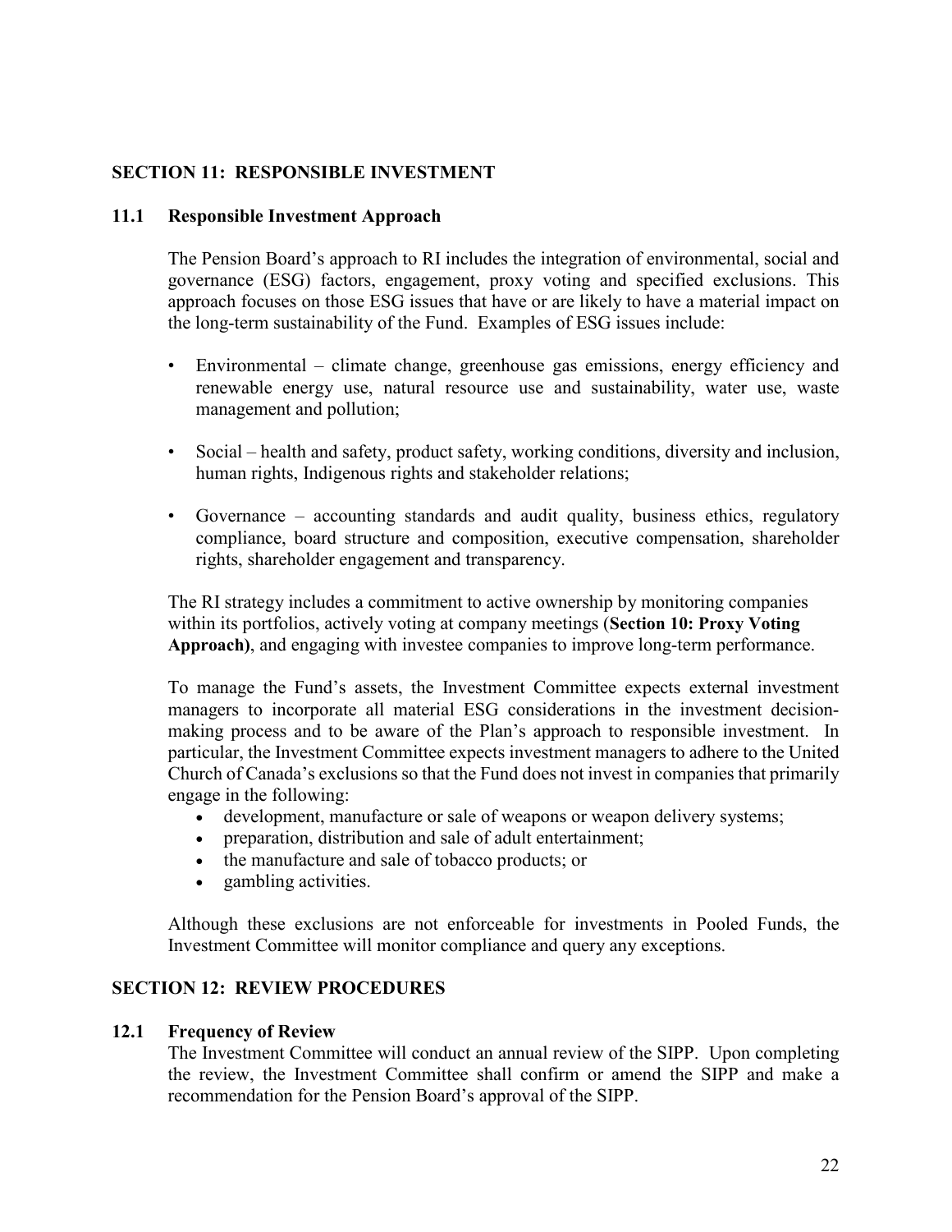## SECTION 11: RESPONSIBLE INVESTMENT

### 11.1 Responsible Investment Approach

The Pension Board's approach to RI includes the integration of environmental, social and governance (ESG) factors, engagement, proxy voting and specified exclusions. This approach focuses on those ESG issues that have or are likely to have a material impact on the long-term sustainability of the Fund. Examples of ESG issues include:

- Environmental – climate change, greenhouse gas emissions, energy efficiency and renewable energy use, natural resource use and sustainability, water use, waste management and pollution;
- Social – health and safety, product safety, working conditions, diversity and inclusion, human rights, Indigenous rights and stakeholder relations;
- Governance – accounting standards and audit quality, business ethics, regulatory compliance, board structure and composition, executive compensation, shareholder rights, shareholder engagement and transparency.

The RI strategy includes a commitment to active ownership by monitoring companies within its portfolios, actively voting at company meetings (**Section 10: Proxy Voting Approach)**, and engaging with investee companies to improve long-term performance.

To manage the Fund's assets, the Investment Committee expects external investment managers to incorporate all material ESG considerations in the investment decision-making process and to be aware of the Plan's approach to responsible investment. In particular, the Investment Committee expects investment managers to adhere to the United Church of Canada's exclusions so that the Fund does not invest in companies that primarily engage in the following:

- development, manufacture or sale of weapons or weapon delivery systems;
- preparation, distribution and sale of adult entertainment;
- the manufacture and sale of tobacco products; or
- gambling activities.

Although these exclusions are not enforceable for investments in Pooled Funds, the Investment Committee will monitor compliance and query any exceptions.

## SECTION 12: REVIEW PROCEDURES

### 12.1 Frequency of Review

The Investment Committee will conduct an annual review of the SIPP. Upon completing the review, the Investment Committee shall confirm or amend the SIPP and make a recommendation for the Pension Board's approval of the SIPP.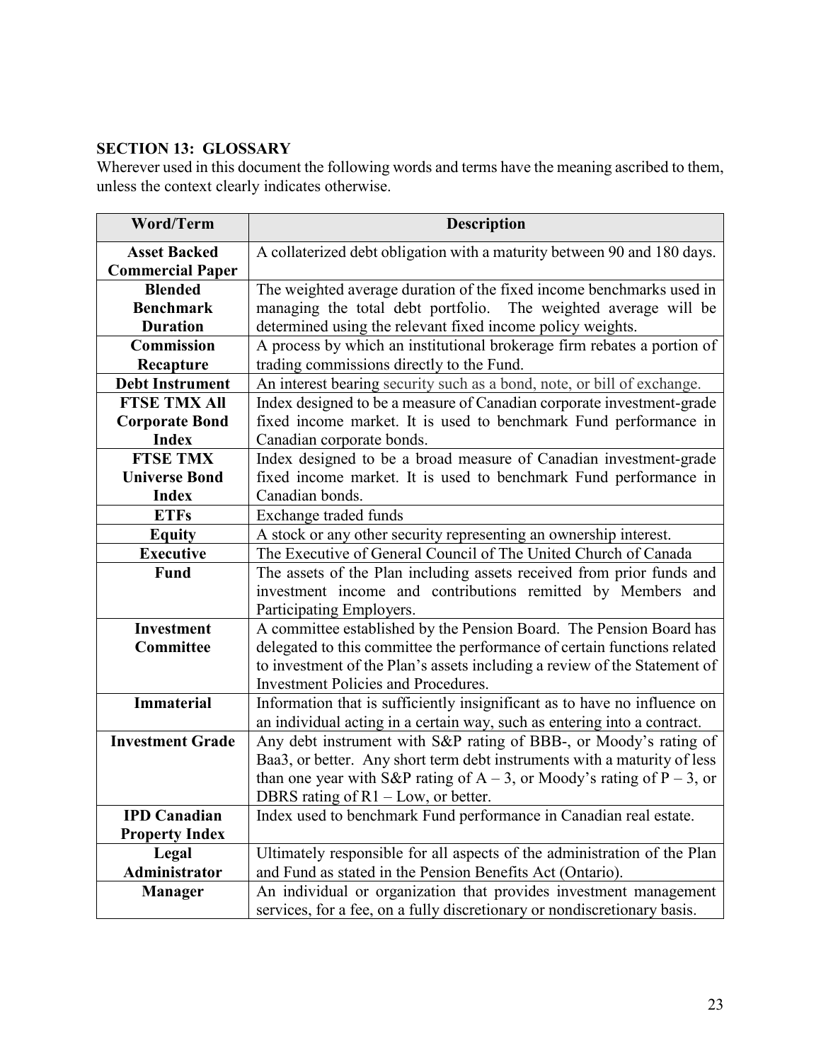## SECTION 13: GLOSSARY

Wherever used in this document the following words and terms have the meaning ascribed to them, unless the context clearly indicates otherwise.

| Word/Term | Description |
|---|---|
| **Asset Backed Commercial Paper** | A collaterized debt obligation with a maturity between 90 and 180 days. |
| **Blended Benchmark Duration** | The weighted average duration of the fixed income benchmarks used in managing the total debt portfolio. The weighted average will be determined using the relevant fixed income policy weights. |
| **Commission Recapture** | A process by which an institutional brokerage firm rebates a portion of trading commissions directly to the Fund. |
| **Debt Instrument** | An interest bearing security such as a bond, note, or bill of exchange. |
| **FTSE TMX All Corporate Bond Index** | Index designed to be a measure of Canadian corporate investment-grade fixed income market. It is used to benchmark Fund performance in Canadian corporate bonds. |
| **FTSE TMX Universe Bond Index** | Index designed to be a broad measure of Canadian investment-grade fixed income market. It is used to benchmark Fund performance in Canadian bonds. |
| **ETFs** | Exchange traded funds |
| **Equity** | A stock or any other security representing an ownership interest. |
| **Executive** | The Executive of General Council of The United Church of Canada |
| **Fund** | The assets of the Plan including assets received from prior funds and investment income and contributions remitted by Members and Participating Employers. |
| **Investment Committee** | A committee established by the Pension Board. The Pension Board has delegated to this committee the performance of certain functions related to investment of the Plan's assets including a review of the Statement of Investment Policies and Procedures. |
| **Immaterial** | Information that is sufficiently insignificant as to have no influence on an individual acting in a certain way, such as entering into a contract. |
| **Investment Grade** | Any debt instrument with S&P rating of BBB-, or Moody's rating of Baa3, or better. Any short term debt instruments with a maturity of less than one year with S&P rating of A – 3, or Moody's rating of P – 3, or DBRS rating of R1 – Low, or better. |
| **IPD Canadian Property Index** | Index used to benchmark Fund performance in Canadian real estate. |
| **Legal Administrator** | Ultimately responsible for all aspects of the administration of the Plan and Fund as stated in the Pension Benefits Act (Ontario). |
| **Manager** | An individual or organization that provides investment management services, for a fee, on a fully discretionary or nondiscretionary basis. |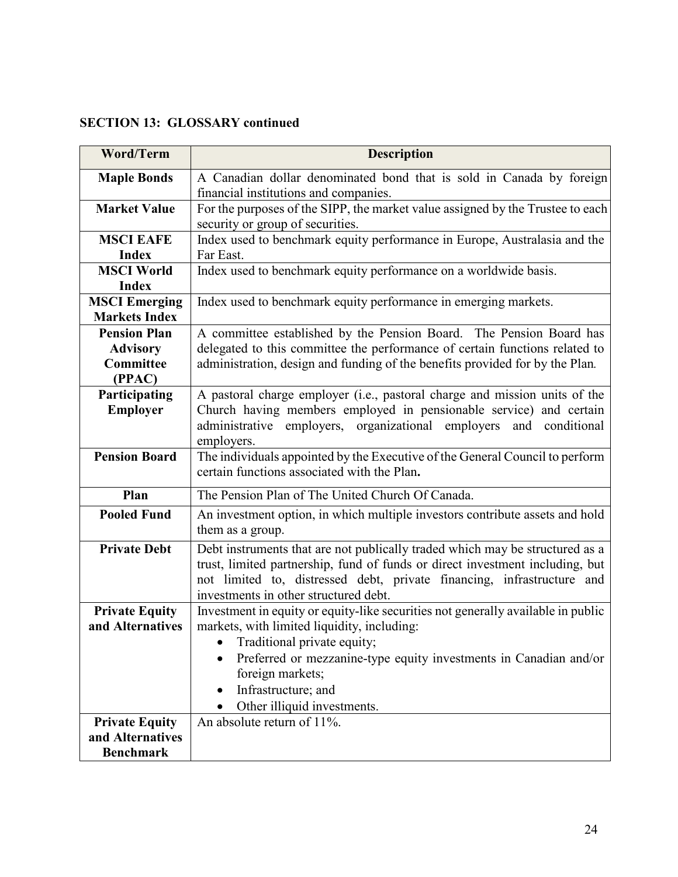**SECTION 13: GLOSSARY continued**

| Word/Term | Description |
|---|---|
| **Maple Bonds** | A Canadian dollar denominated bond that is sold in Canada by foreign financial institutions and companies. |
| **Market Value** | For the purposes of the SIPP, the market value assigned by the Trustee to each security or group of securities. |
| **MSCI EAFE Index** | Index used to benchmark equity performance in Europe, Australasia and the Far East. |
| **MSCI World Index** | Index used to benchmark equity performance on a worldwide basis. |
| **MSCI Emerging Markets Index** | Index used to benchmark equity performance in emerging markets. |
| **Pension Plan Advisory Committee (PPAC)** | A committee established by the Pension Board. The Pension Board has delegated to this committee the performance of certain functions related to administration, design and funding of the benefits provided for by the Plan. |
| **Participating Employer** | A pastoral charge employer (i.e., pastoral charge and mission units of the Church having members employed in pensionable service) and certain administrative employers, organizational employers and conditional employers. |
| **Pension Board** | The individuals appointed by the Executive of the General Council to perform certain functions associated with the Plan**.** |
| **Plan** | The Pension Plan of The United Church Of Canada. |
| **Pooled Fund** | An investment option, in which multiple investors contribute assets and hold them as a group. |
| **Private Debt** | Debt instruments that are not publically traded which may be structured as a trust, limited partnership, fund of funds or direct investment including, but not limited to, distressed debt, private financing, infrastructure and investments in other structured debt. |
| **Private Equity and Alternatives** | Investment in equity or equity-like securities not generally available in public markets, with limited liquidity, including: <br>• Traditional private equity; <br>• Preferred or mezzanine-type equity investments in Canadian and/or foreign markets; <br>• Infrastructure; and <br>• Other illiquid investments. |
| **Private Equity and Alternatives Benchmark** | An absolute return of 11%. |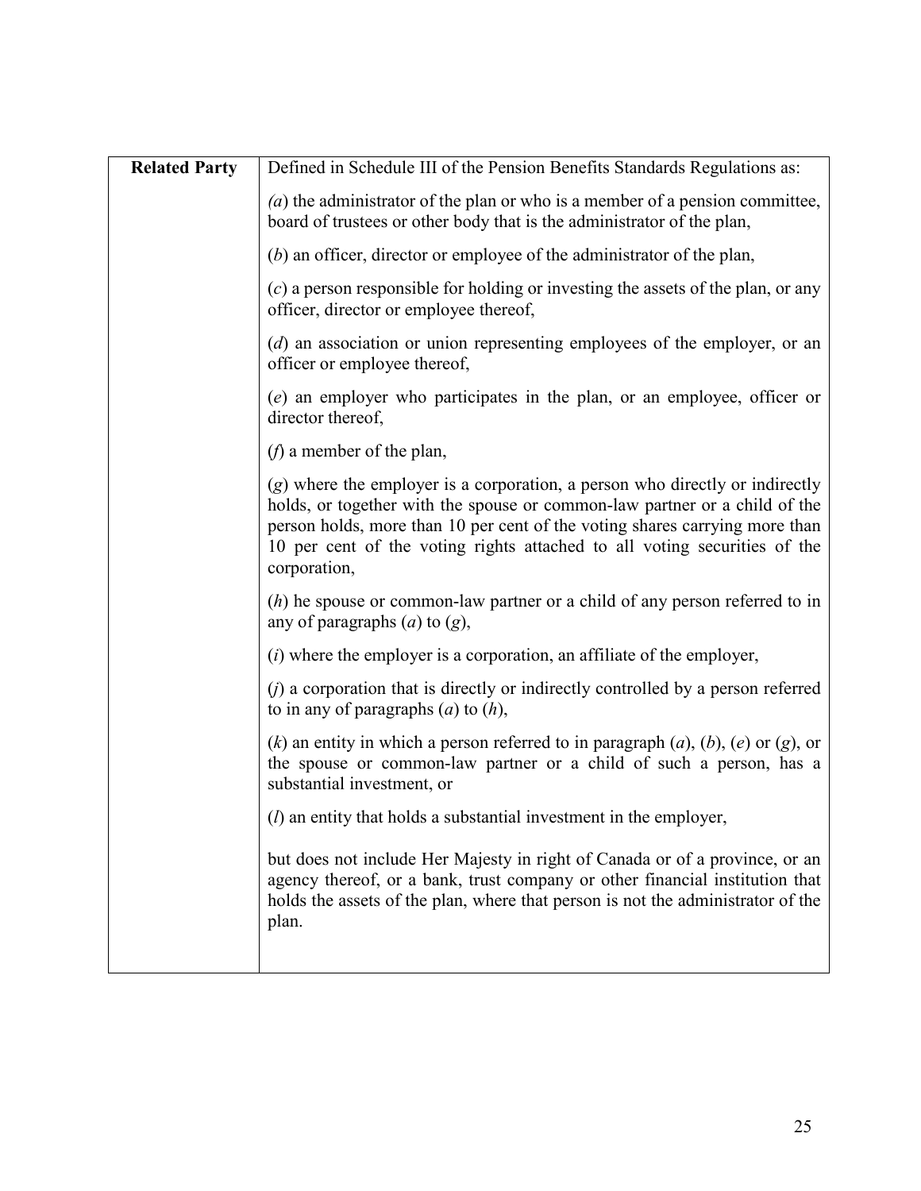| Related Party | Defined in Schedule III of the Pension Benefits Standards Regulations as: |
| --- | --- |
| | *(a)* the administrator of the plan or who is a member of a pension committee, board of trustees or other body that is the administrator of the plan, |
| | (*b*) an officer, director or employee of the administrator of the plan, |
| | (*c*) a person responsible for holding or investing the assets of the plan, or any officer, director or employee thereof, |
| | (*d*) an association or union representing employees of the employer, or an officer or employee thereof, |
| | (*e*) an employer who participates in the plan, or an employee, officer or director thereof, |
| | (*f*) a member of the plan, |
| | (*g*) where the employer is a corporation, a person who directly or indirectly holds, or together with the spouse or common-law partner or a child of the person holds, more than 10 per cent of the voting shares carrying more than 10 per cent of the voting rights attached to all voting securities of the corporation, |
| | (*h*) he spouse or common-law partner or a child of any person referred to in any of paragraphs (*a*) to (*g*), |
| | (*i*) where the employer is a corporation, an affiliate of the employer, |
| | (*j*) a corporation that is directly or indirectly controlled by a person referred to in any of paragraphs (*a*) to (*h*), |
| | (*k*) an entity in which a person referred to in paragraph (*a*), (*b*), (*e*) or (*g*), or the spouse or common-law partner or a child of such a person, has a substantial investment, or |
| | (*l*) an entity that holds a substantial investment in the employer, |
| | but does not include Her Majesty in right of Canada or of a province, or an agency thereof, or a bank, trust company or other financial institution that holds the assets of the plan, where that person is not the administrator of the plan. |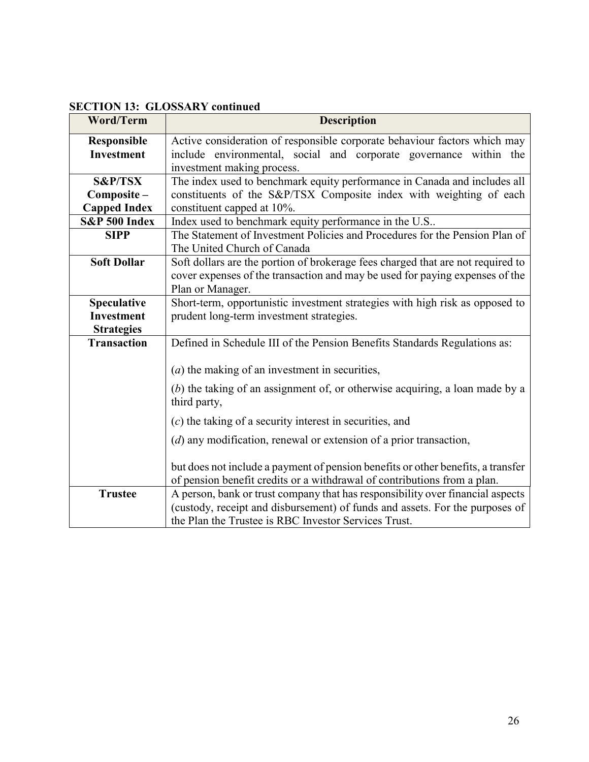**SECTION 13: GLOSSARY continued**

| Word/Term | Description |
|---|---|
| **Responsible Investment** | Active consideration of responsible corporate behaviour factors which may include environmental, social and corporate governance within the investment making process. |
| **S&P/TSX Composite – Capped Index** | The index used to benchmark equity performance in Canada and includes all constituents of the S&P/TSX Composite index with weighting of each constituent capped at 10%. |
| **S&P 500 Index** | Index used to benchmark equity performance in the U.S.. |
| **SIPP** | The Statement of Investment Policies and Procedures for the Pension Plan of The United Church of Canada |
| **Soft Dollar** | Soft dollars are the portion of brokerage fees charged that are not required to cover expenses of the transaction and may be used for paying expenses of the Plan or Manager. |
| **Speculative Investment Strategies** | Short-term, opportunistic investment strategies with high risk as opposed to prudent long-term investment strategies. |
| **Transaction** | Defined in Schedule III of the Pension Benefits Standards Regulations as:<br><br>(*a*) the making of an investment in securities,<br><br>(*b*) the taking of an assignment of, or otherwise acquiring, a loan made by a third party,<br><br>(*c*) the taking of a security interest in securities, and<br><br>(*d*) any modification, renewal or extension of a prior transaction,<br><br>but does not include a payment of pension benefits or other benefits, a transfer of pension benefit credits or a withdrawal of contributions from a plan. |
| **Trustee** | A person, bank or trust company that has responsibility over financial aspects (custody, receipt and disbursement) of funds and assets. For the purposes of the Plan the Trustee is RBC Investor Services Trust. |